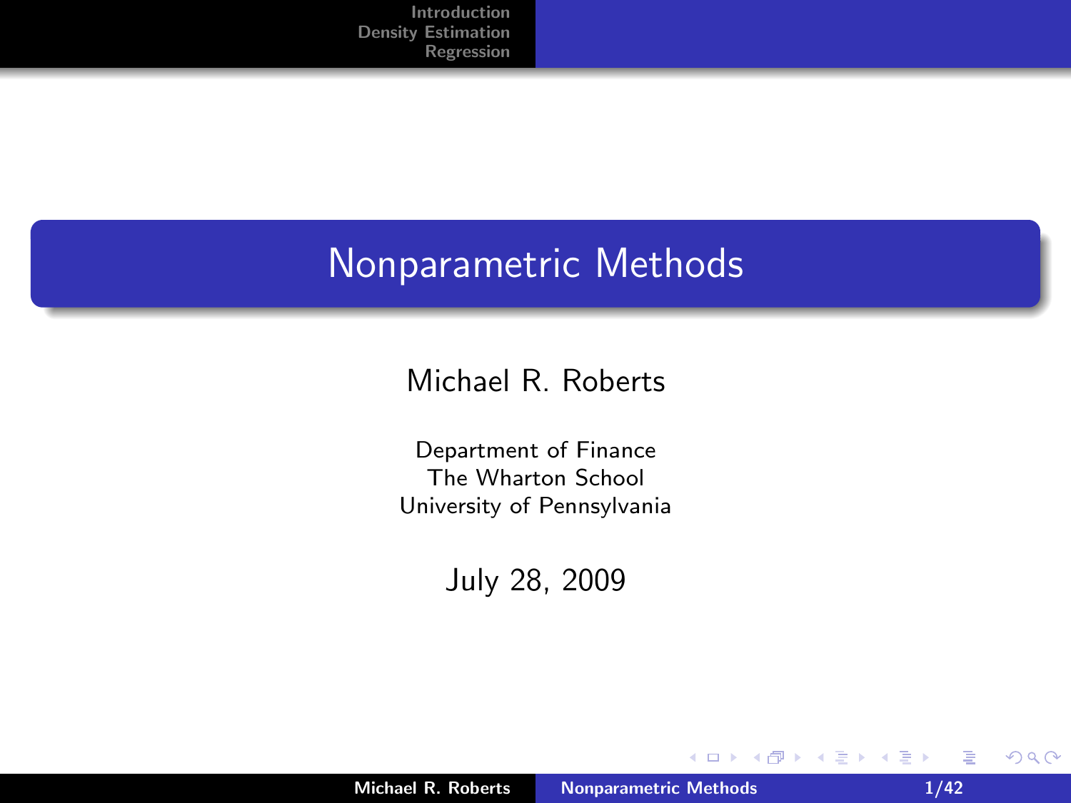# Nonparametric Methods

Michael R. Roberts

Department of Finance
The Wharton School
University of Pennsylvania

July 28, 2009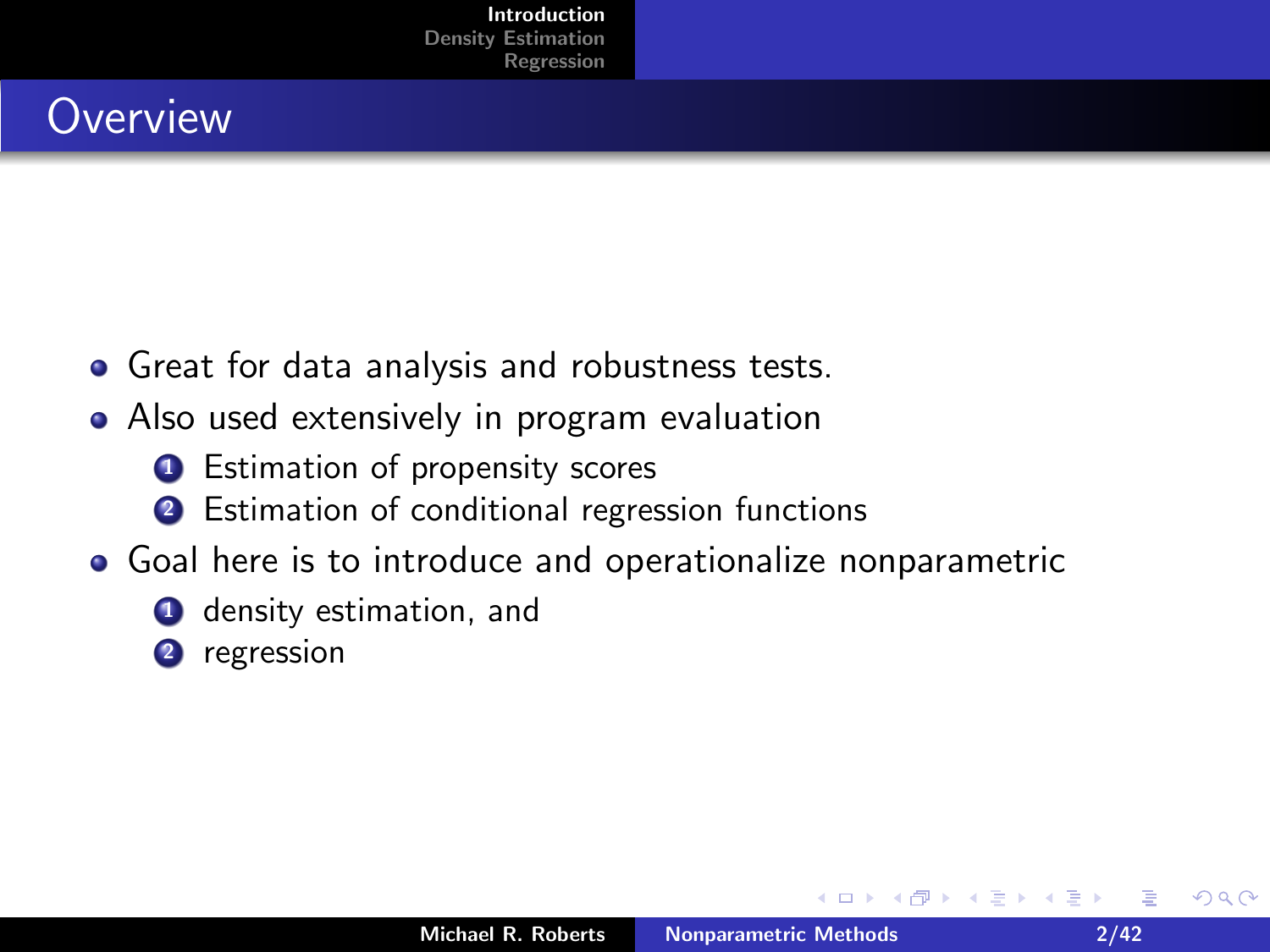# Overview

- Great for data analysis and robustness tests.
- Also used extensively in program evaluation
  1. Estimation of propensity scores
  2. Estimation of conditional regression functions
- Goal here is to introduce and operationalize nonparametric
  1. density estimation, and
  2. regression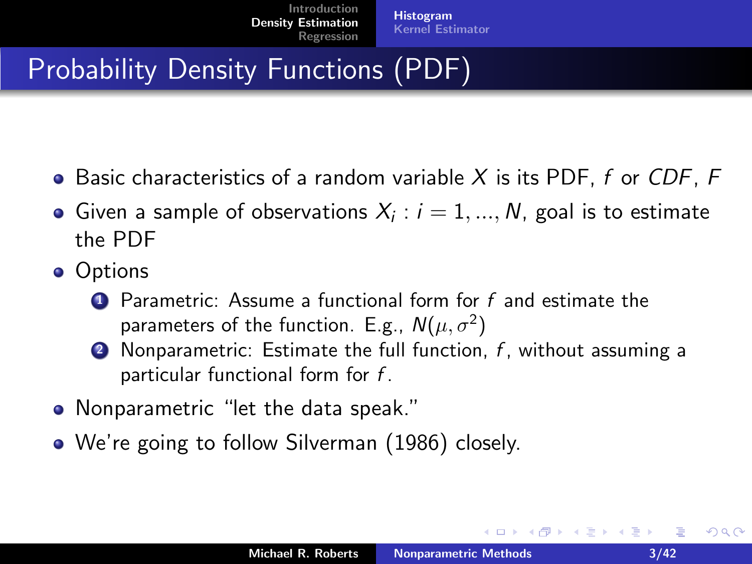# Probability Density Functions (PDF)

- Basic characteristics of a random variable $X$ is its PDF, $f$ or *CDF*, $F$
- Given a sample of observations $X_i : i = 1, ..., N$, goal is to estimate the PDF
- Options
  1. Parametric: Assume a functional form for $f$ and estimate the parameters of the function. E.g., $N(\mu, \sigma^2)$
  2. Nonparametric: Estimate the full function, $f$, without assuming a particular functional form for $f$.
- Nonparametric "let the data speak."
- We're going to follow Silverman (1986) closely.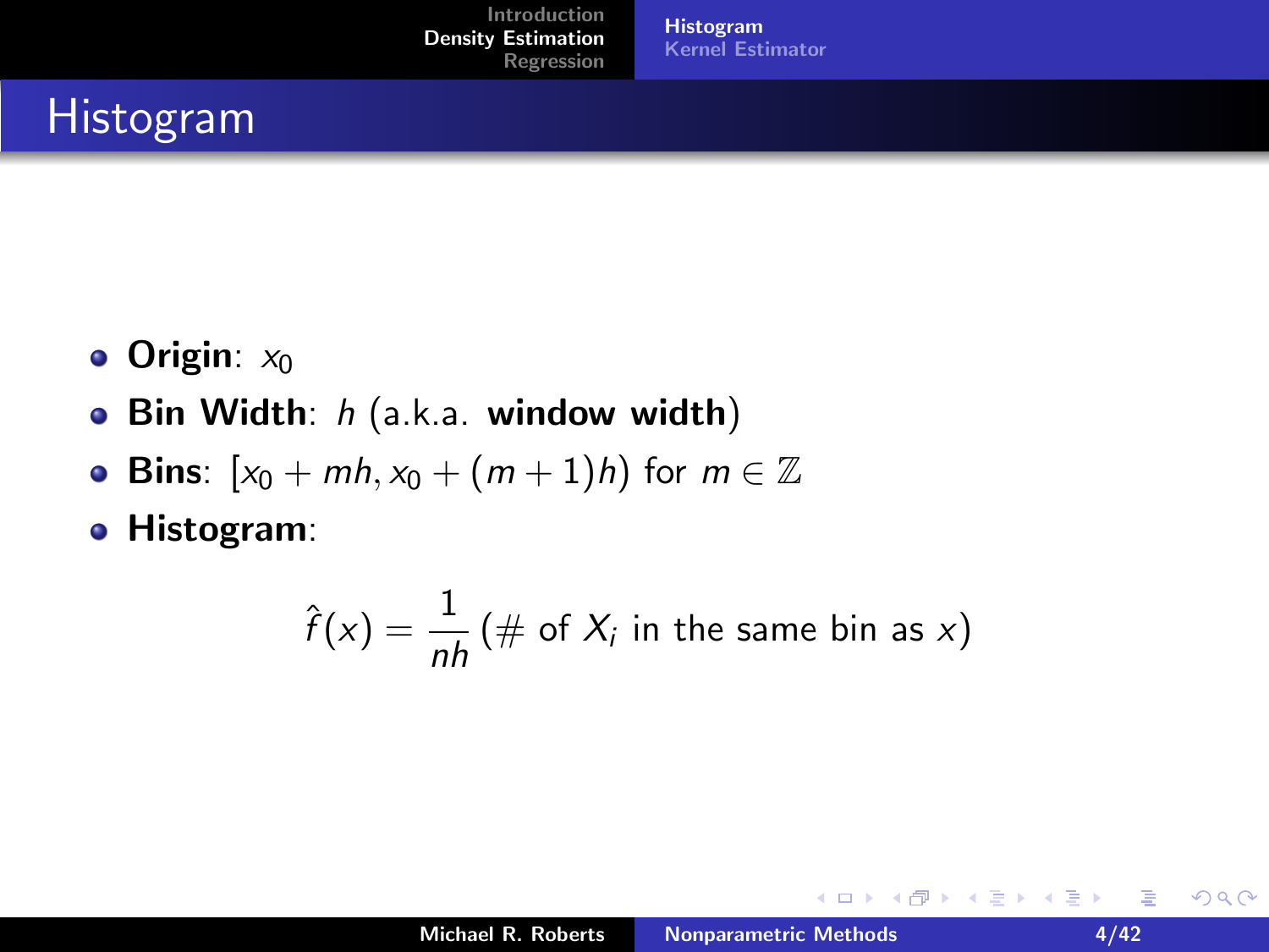# Histogram

- **Origin**: $x_0$
- **Bin Width**: $h$ (a.k.a. **window width**)
- **Bins**: $[x_0 + mh, x_0 + (m+1)h)$ for $m \in \mathbb{Z}$
- **Histogram**:

$$\hat{f}(x) = \frac{1}{nh} (\# \text{ of } X_i \text{ in the same bin as } x)$$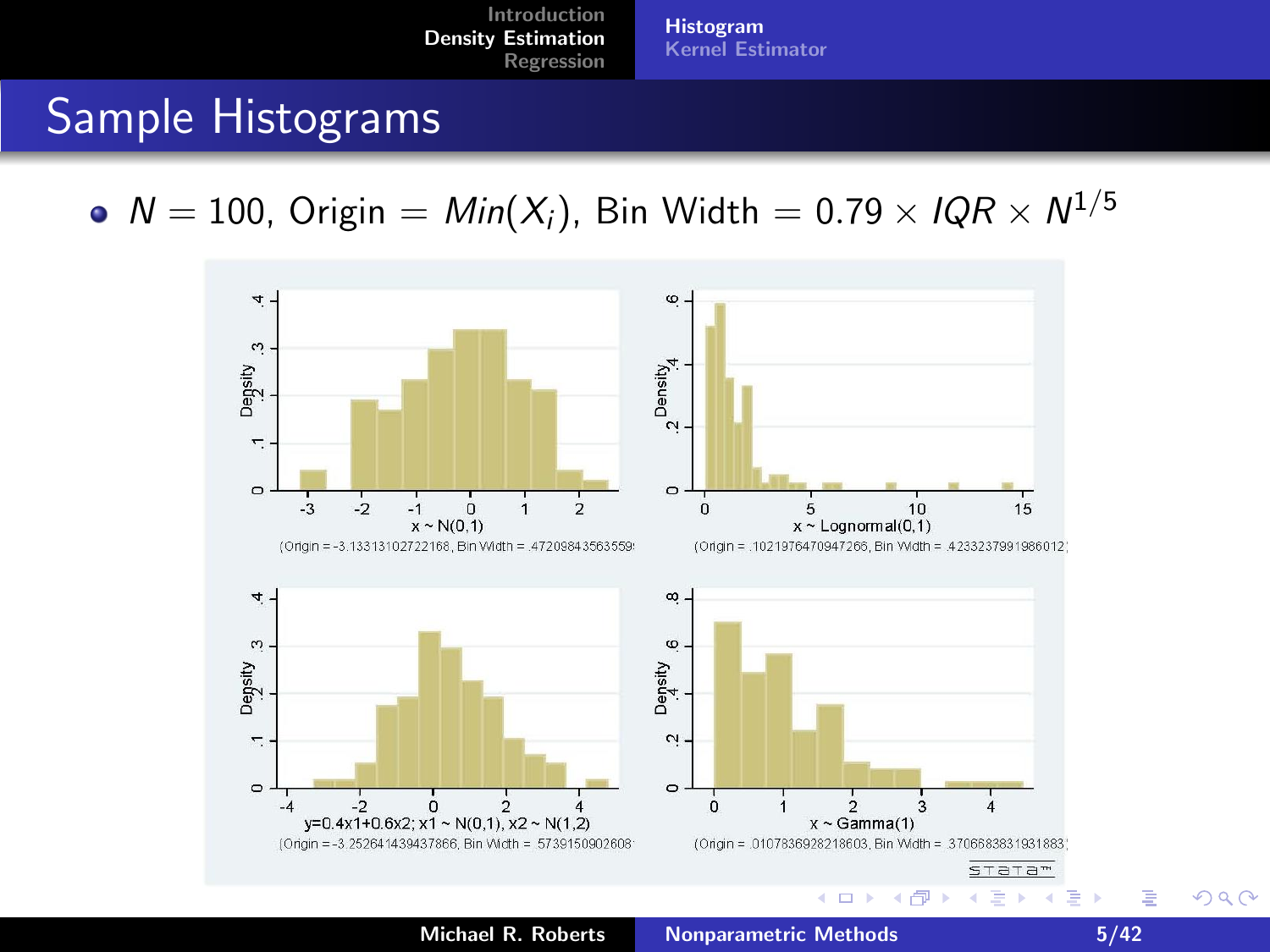## Sample Histograms

- $N = 100$, Origin $= Min(X_i)$, Bin Width $= 0.79 \times IQR \times N^{1/5}$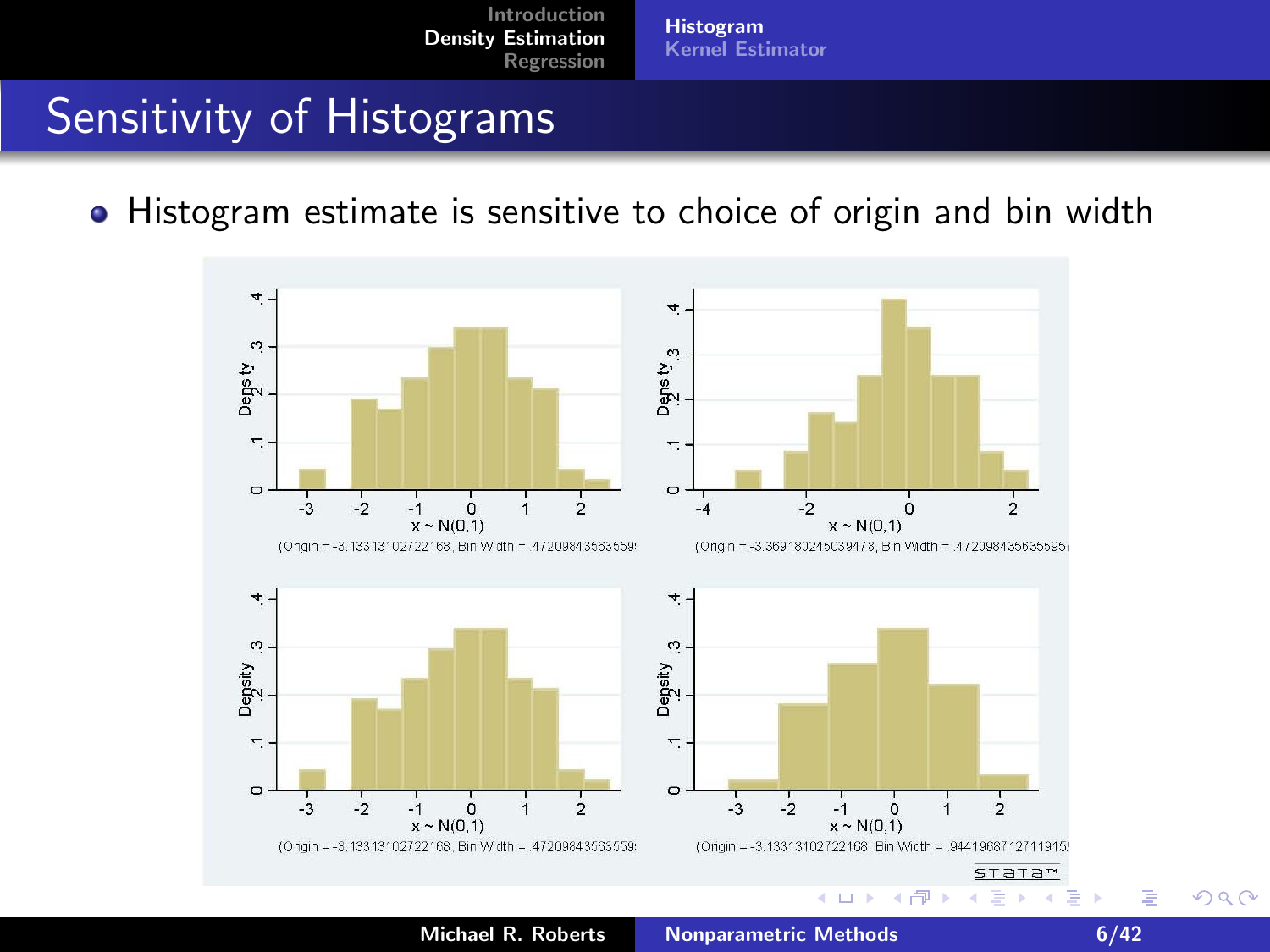# Sensitivity of Histograms

- Histogram estimate is sensitive to choice of origin and bin width

(Origin = -3.13313102722168, Bin Width = .472098435635595)

(Origin = -3.369180245039478, Bin Width = .4720984356355957)

(Origin = -3.13313102722168, Bin Width = .472098435635595)

(Origin = -3.13313102722168, Bin Width = .944196871271915)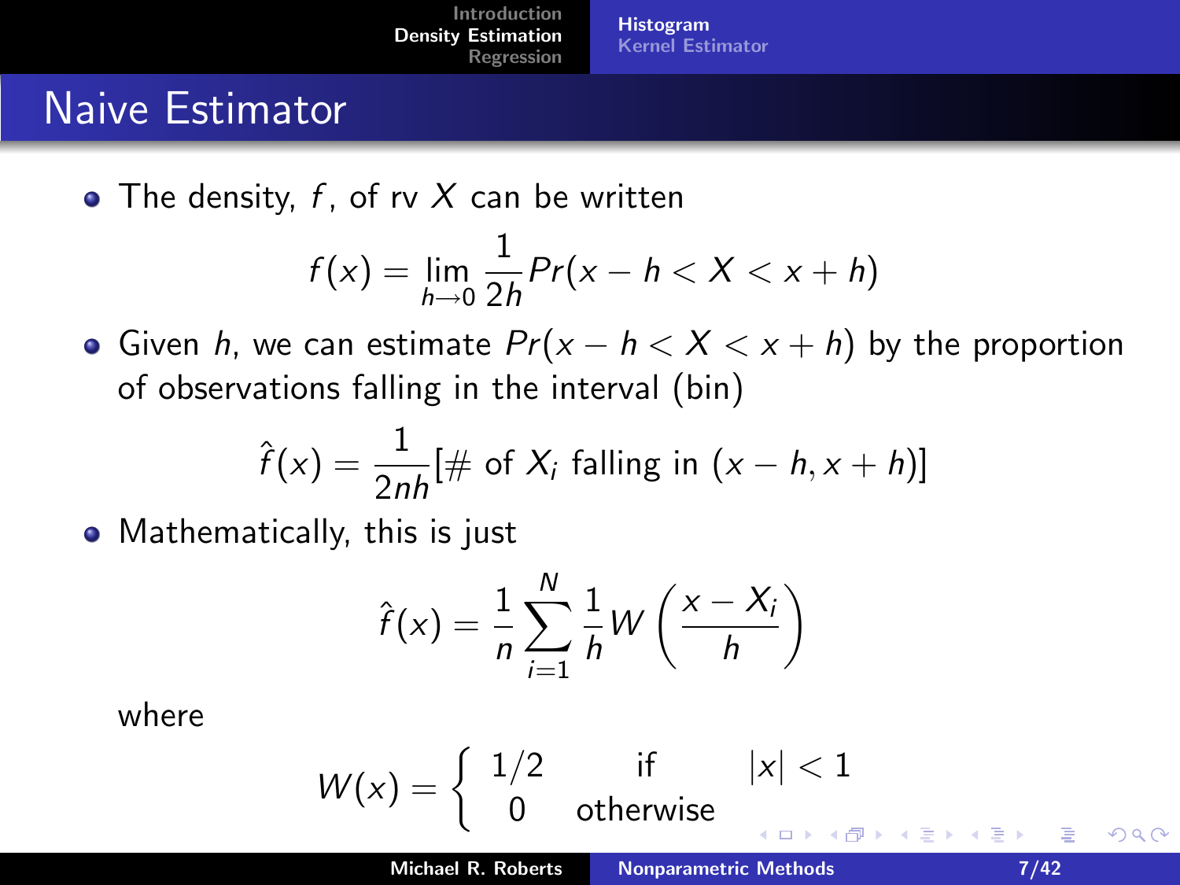# Naive Estimator

- The density, $f$, of rv $X$ can be written

$$f(x) = \lim_{h \to 0} \frac{1}{2h} Pr(x - h < X < x + h)$$

- Given $h$, we can estimate $Pr(x - h < X < x + h)$ by the proportion of observations falling in the interval (bin)

$$\hat{f}(x) = \frac{1}{2nh}[\# \text{ of } X_i \text{ falling in } (x - h, x + h)]$$

- Mathematically, this is just

$$\hat{f}(x) = \frac{1}{n} \sum_{i=1}^{N} \frac{1}{h} W\left(\frac{x - X_i}{h}\right)$$

where

$$W(x) = \begin{cases} 1/2 & \text{if} \quad |x| < 1 \\ 0 & \text{otherwise} \end{cases}$$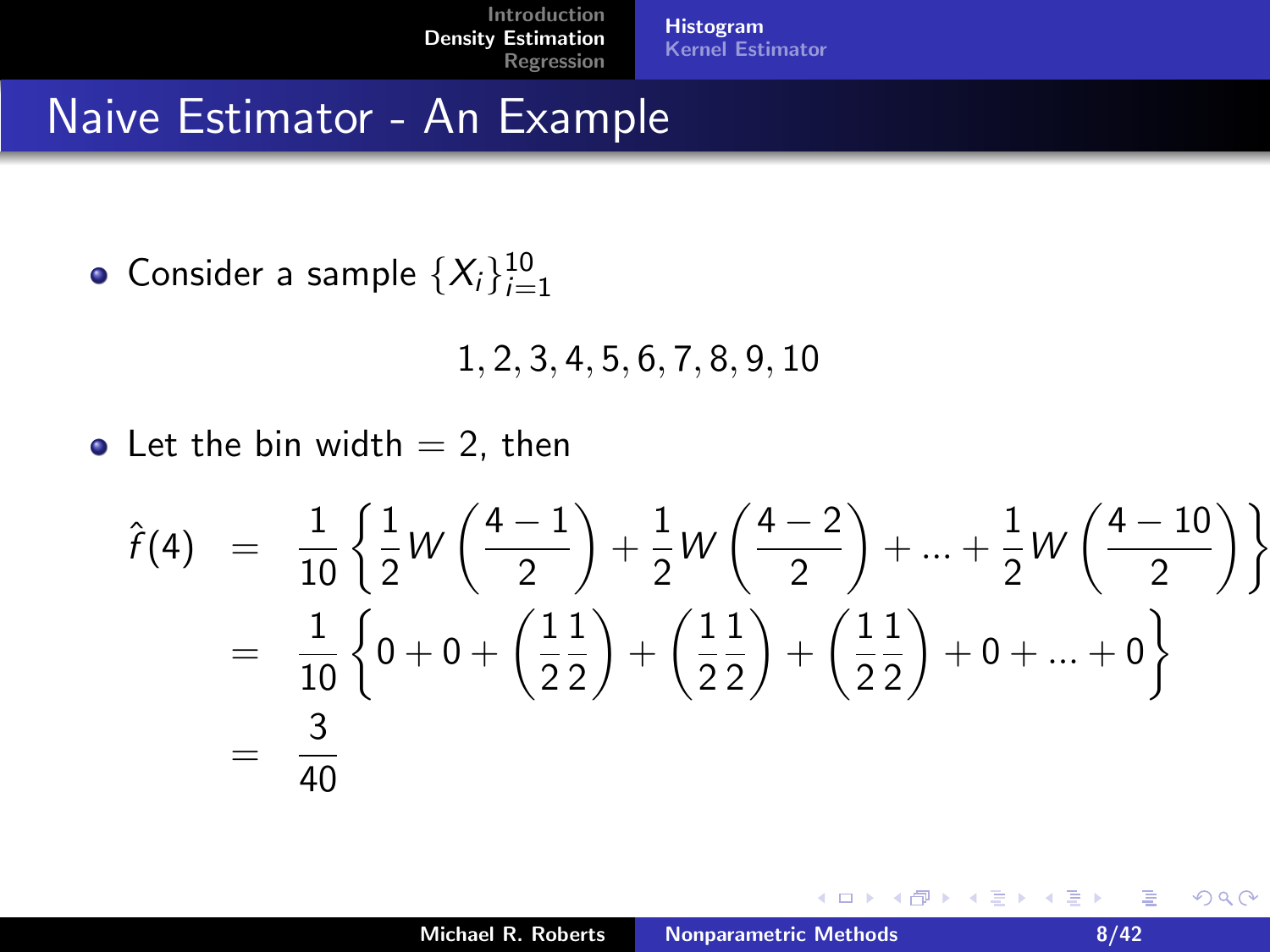# Naive Estimator - An Example

- Consider a sample $\{X_i\}_{i=1}^{10}$

$$1, 2, 3, 4, 5, 6, 7, 8, 9, 10$$

- Let the bin width $= 2$, then

$$
\begin{aligned}
\hat{f}(4) &= \frac{1}{10}\left\{\frac{1}{2}W\left(\frac{4-1}{2}\right) + \frac{1}{2}W\left(\frac{4-2}{2}\right) + \ldots + \frac{1}{2}W\left(\frac{4-10}{2}\right)\right\} \\
&= \frac{1}{10}\left\{0 + 0 + \left(\frac{1}{2}\frac{1}{2}\right) + \left(\frac{1}{2}\frac{1}{2}\right) + \left(\frac{1}{2}\frac{1}{2}\right) + 0 + \ldots + 0\right\} \\
&= \frac{3}{40}
\end{aligned}
$$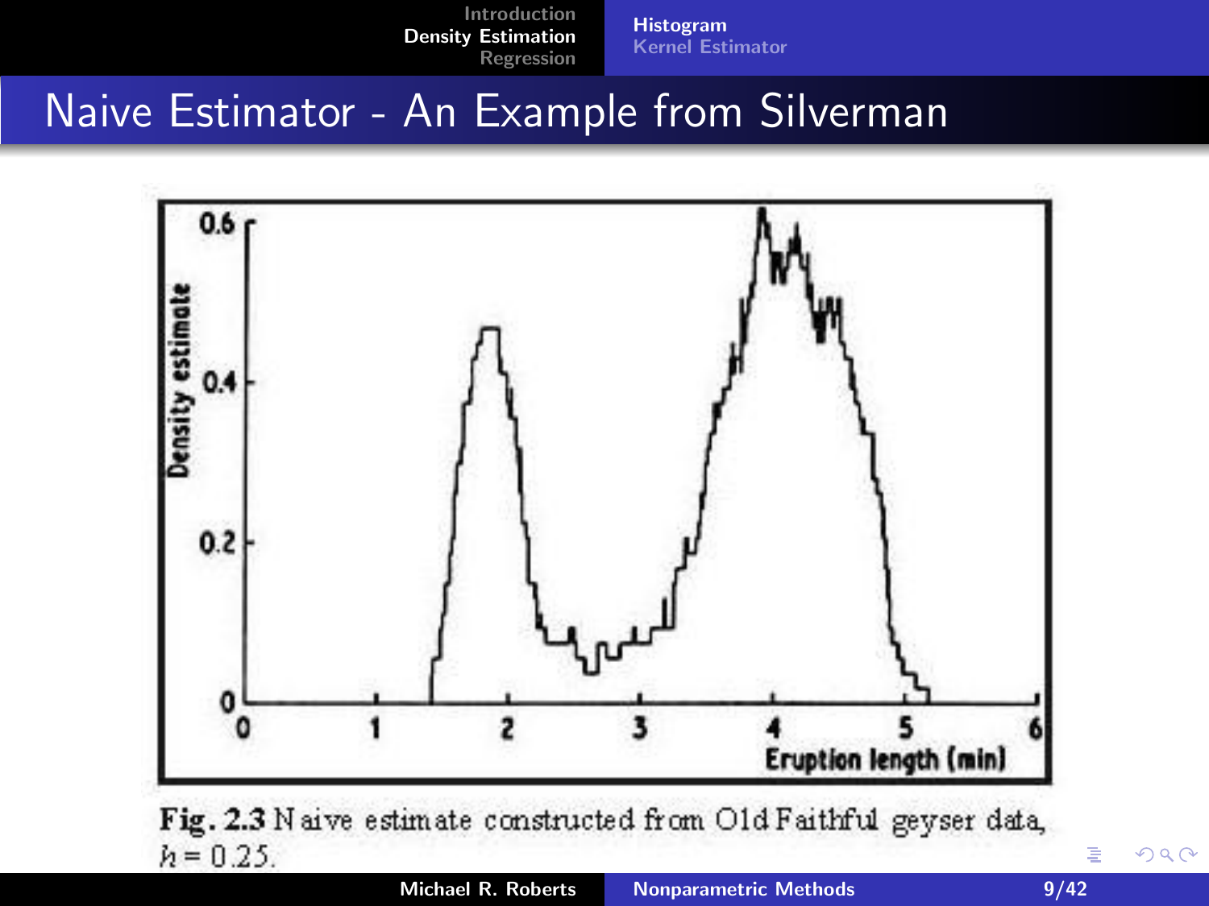# Naive Estimator - An Example from Silverman

Fig. 2.3 Naive estimate constructed from Old Faithful geyser data, $h = 0.25$.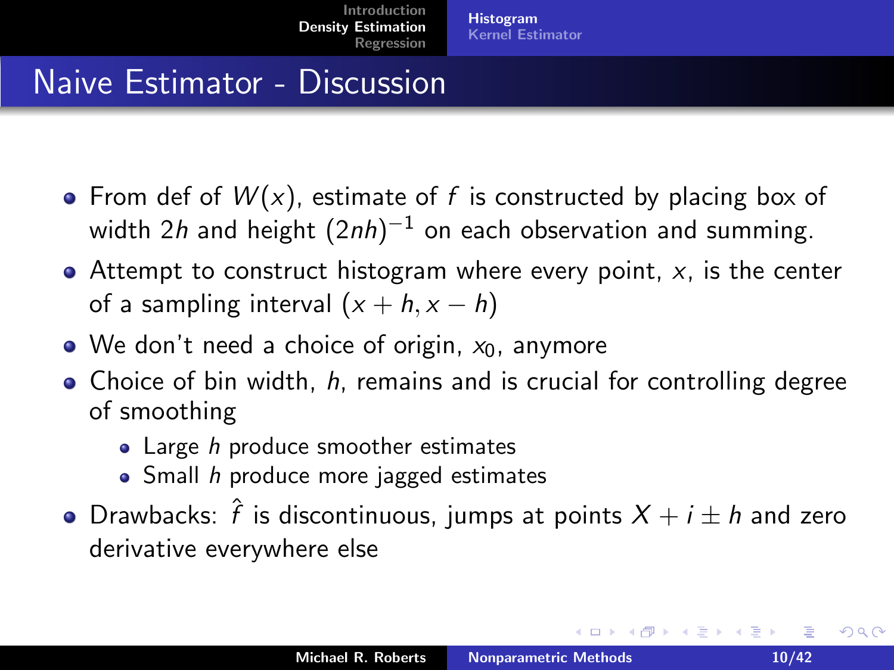# Naive Estimator - Discussion

- From def of $W(x)$, estimate of $f$ is constructed by placing box of width $2h$ and height $(2nh)^{-1}$ on each observation and summing.
- Attempt to construct histogram where every point, $x$, is the center of a sampling interval $(x + h, x - h)$
- We don't need a choice of origin, $x_0$, anymore
- Choice of bin width, $h$, remains and is crucial for controlling degree of smoothing
  - Large $h$ produce smoother estimates
  - Small $h$ produce more jagged estimates
- Drawbacks: $\hat{f}$ is discontinuous, jumps at points $X + i \pm h$ and zero derivative everywhere else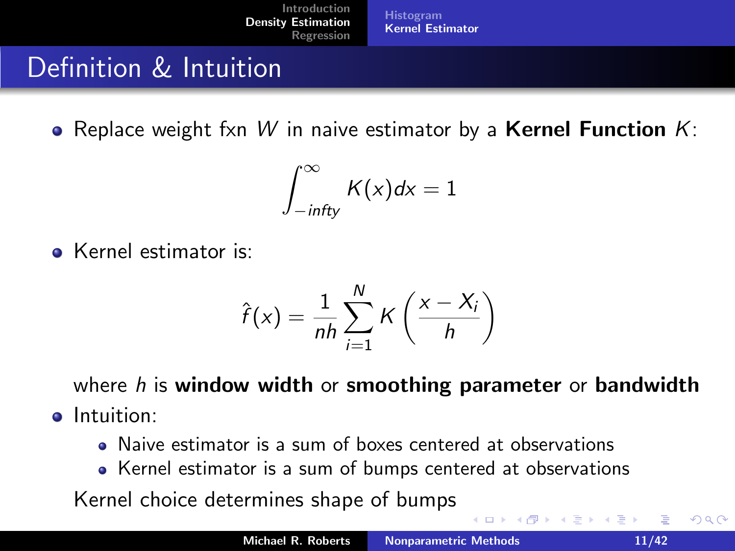## Definition & Intuition

- Replace weight fxn $W$ in naive estimator by a **Kernel Function** $K$:

$$\int_{-infty}^{\infty} K(x)dx = 1$$

- Kernel estimator is:

$$\hat{f}(x) = \frac{1}{nh} \sum_{i=1}^{N} K\left(\frac{x - X_i}{h}\right)$$

  where $h$ is **window width** or **smoothing parameter** or **bandwidth**

- Intuition:
  - Naive estimator is a sum of boxes centered at observations
  - Kernel estimator is a sum of bumps centered at observations

  Kernel choice determines shape of bumps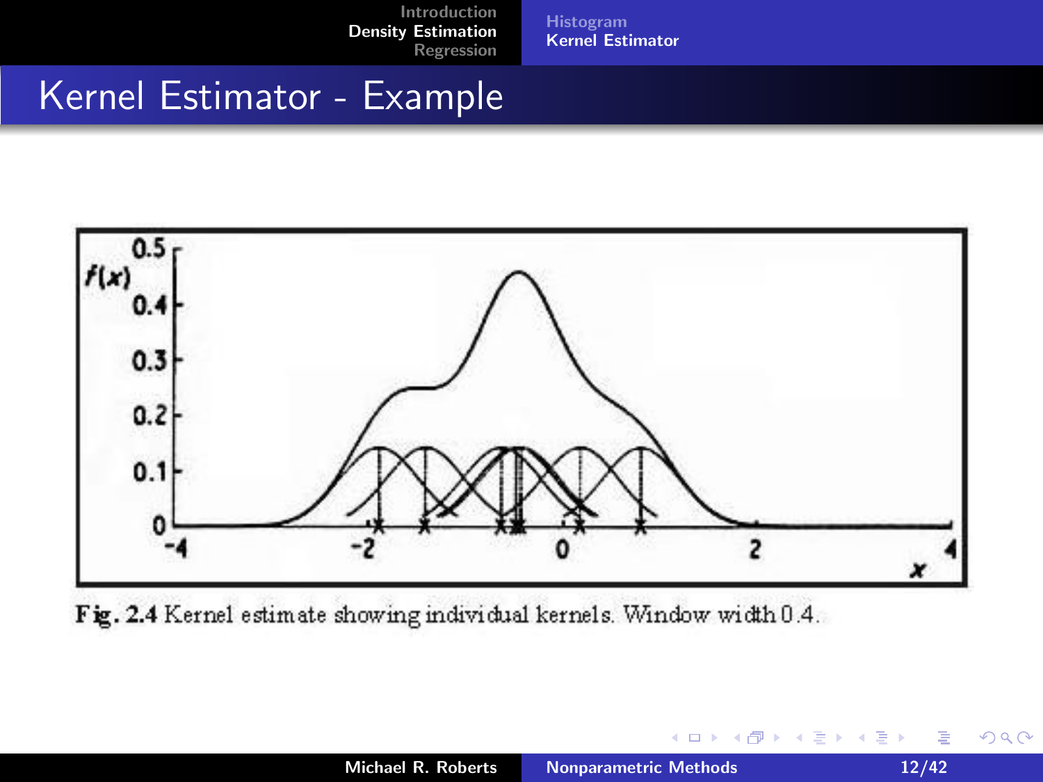# Kernel Estimator - Example

Fig. 2.4 Kernel estimate showing individual kernels. Window width 0.4.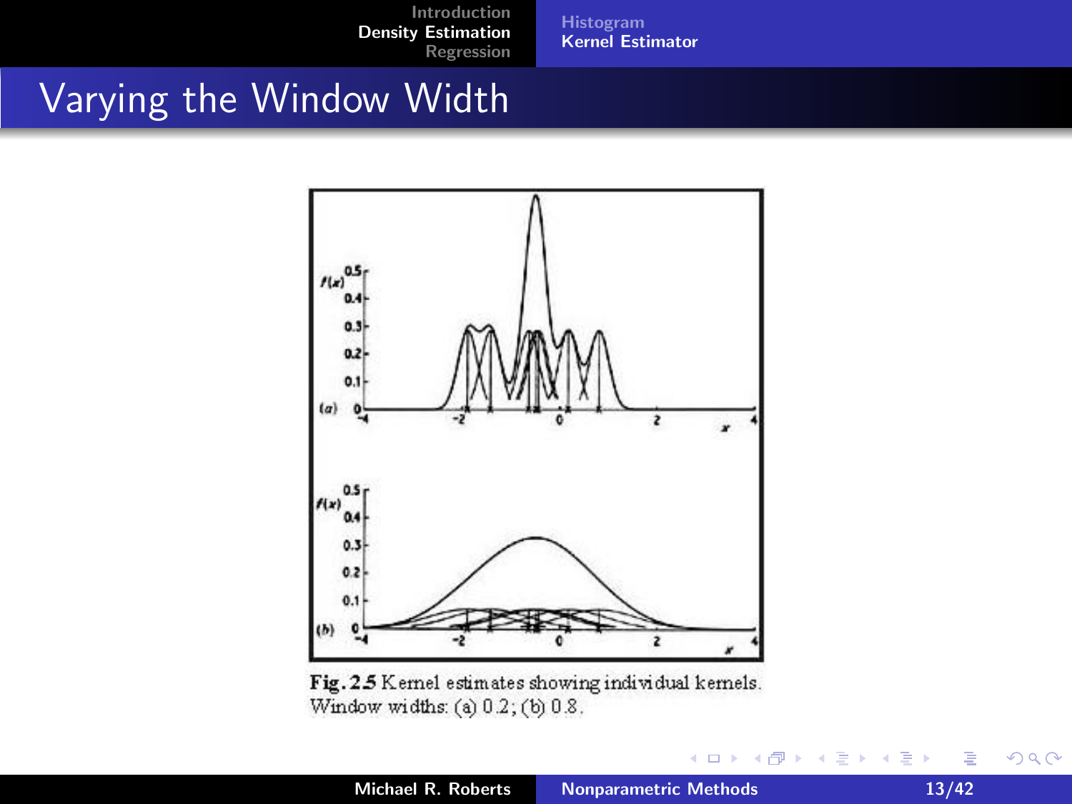# Varying the Window Width

Fig. 2.5 Kernel estimates showing individual kernels. Window widths: (a) 0.2; (b) 0.8.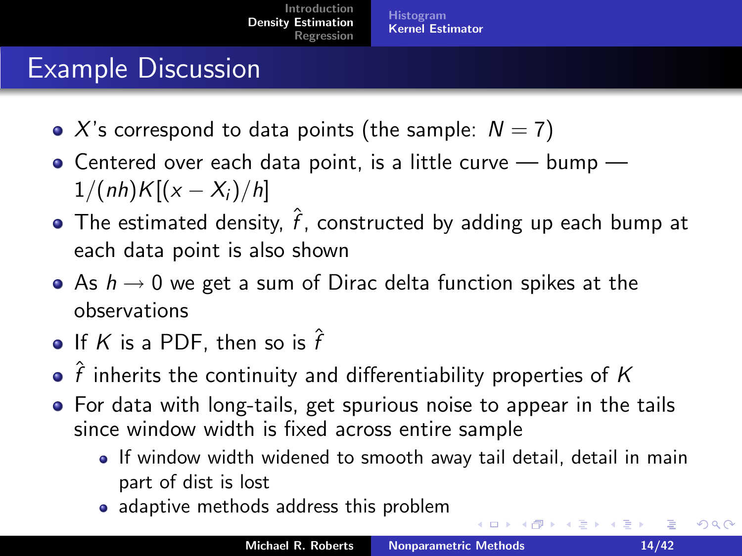## Example Discussion

- $X$'s correspond to data points (the sample: $N = 7$)
- Centered over each data point, is a little curve — bump — $1/(nh)K[(x - X_i)/h]$
- The estimated density, $\hat{f}$, constructed by adding up each bump at each data point is also shown
- As $h \rightarrow 0$ we get a sum of Dirac delta function spikes at the observations
- If $K$ is a PDF, then so is $\hat{f}$
- $\hat{f}$ inherits the continuity and differentiability properties of $K$
- For data with long-tails, get spurious noise to appear in the tails since window width is fixed across entire sample
  - If window width widened to smooth away tail detail, detail in main part of dist is lost
  - adaptive methods address this problem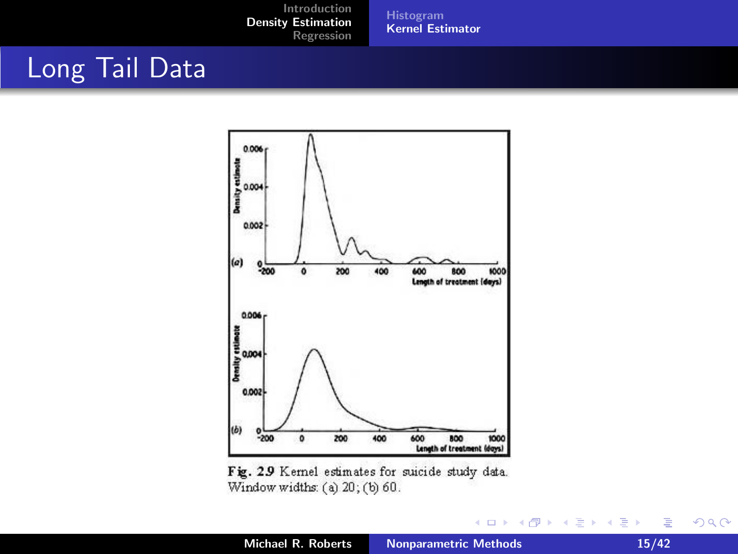# Long Tail Data

Fig. 2.9 Kernel estimates for suicide study data. Window widths: (a) 20; (b) 60.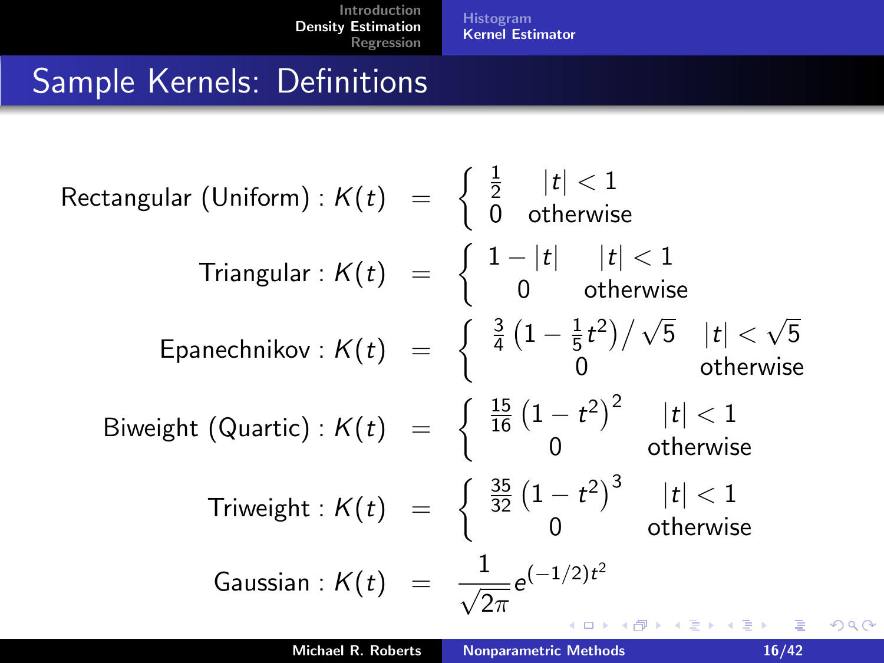# Sample Kernels: Definitions

$$\text{Rectangular (Uniform)} : K(t) = \begin{cases} \frac{1}{2} & |t| < 1 \\ 0 & \text{otherwise} \end{cases}$$

$$\text{Triangular} : K(t) = \begin{cases} 1 - |t| & |t| < 1 \\ 0 & \text{otherwise} \end{cases}$$

$$\text{Epanechnikov} : K(t) = \begin{cases} \frac{3}{4}\left(1 - \frac{1}{5}t^2\right) / \sqrt{5} & |t| < \sqrt{5} \\ 0 & \text{otherwise} \end{cases}$$

$$\text{Biweight (Quartic)} : K(t) = \begin{cases} \frac{15}{16}\left(1 - t^2\right)^2 & |t| < 1 \\ 0 & \text{otherwise} \end{cases}$$

$$\text{Triweight} : K(t) = \begin{cases} \frac{35}{32}\left(1 - t^2\right)^3 & |t| < 1 \\ 0 & \text{otherwise} \end{cases}$$

$$\text{Gaussian} : K(t) = \frac{1}{\sqrt{2\pi}} e^{(-1/2)t^2}$$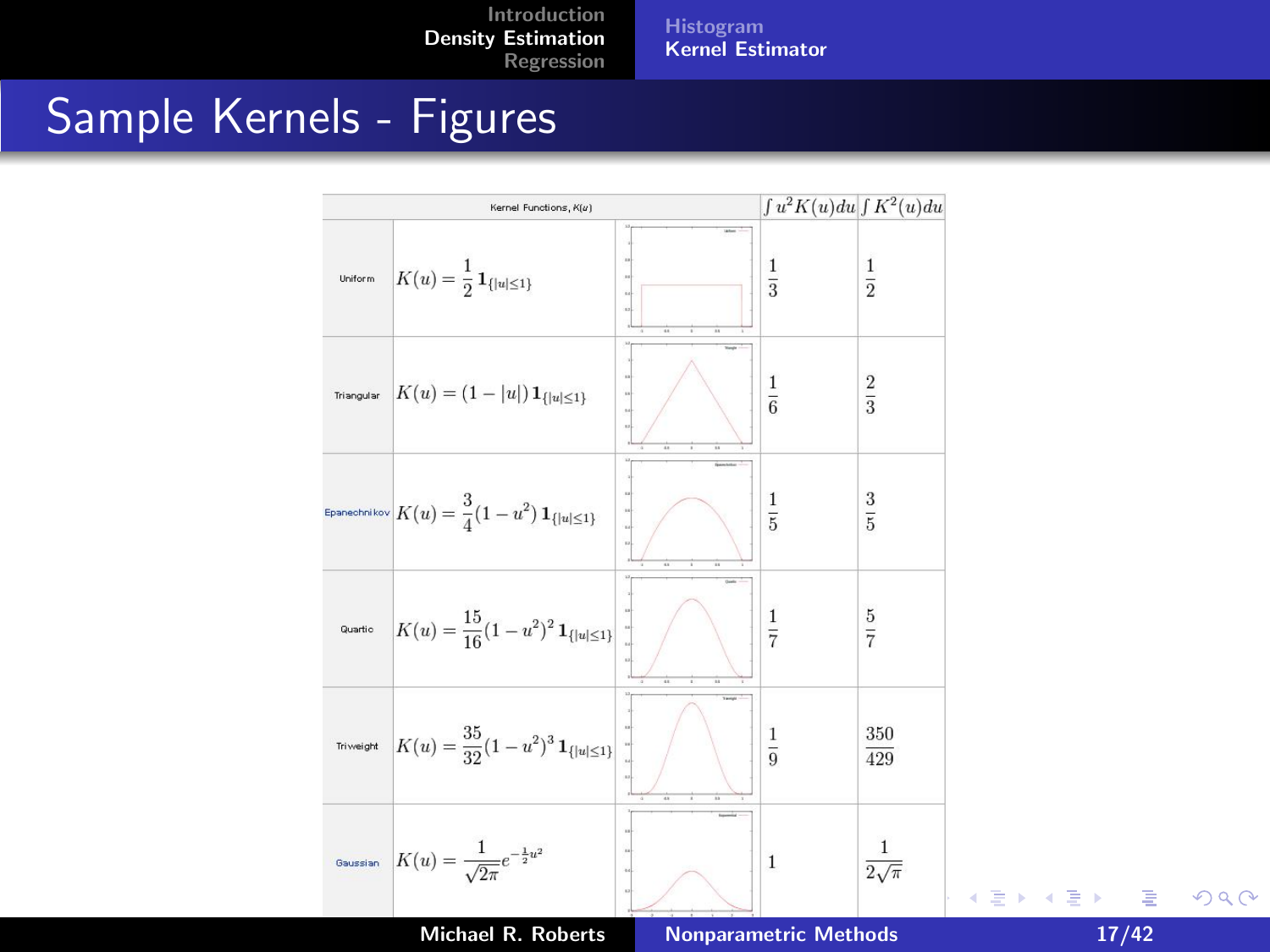# Sample Kernels - Figures

| Kernel Functions, $K(u)$ | | | $\int u^2 K(u)du$ | $\int K^2(u)du$ |
|---|---|---|---|---|
| Uniform | $K(u) = \frac{1}{2}\mathbf{1}_{\{\lvert u\rvert \le 1\}}$ | | $\frac{1}{3}$ | $\frac{1}{2}$ |
| Triangular | $K(u) = (1 - \lvert u\rvert)\,\mathbf{1}_{\{\lvert u\rvert \le 1\}}$ | | $\frac{1}{6}$ | $\frac{2}{3}$ |
| Epanechnikov | $K(u) = \frac{3}{4}(1 - u^2)\,\mathbf{1}_{\{\lvert u\rvert \le 1\}}$ | | $\frac{1}{5}$ | $\frac{3}{5}$ |
| Quartic | $K(u) = \frac{15}{16}(1 - u^2)^2\,\mathbf{1}_{\{\lvert u\rvert \le 1\}}$ | | $\frac{1}{7}$ | $\frac{5}{7}$ |
| Triweight | $K(u) = \frac{35}{32}(1 - u^2)^3\,\mathbf{1}_{\{\lvert u\rvert \le 1\}}$ | | $\frac{1}{9}$ | $\frac{350}{429}$ |
| Gaussian | $K(u) = \frac{1}{\sqrt{2\pi}}e^{-\frac{1}{2}u^2}$ | | $1$ | $\frac{1}{2\sqrt{\pi}}$ |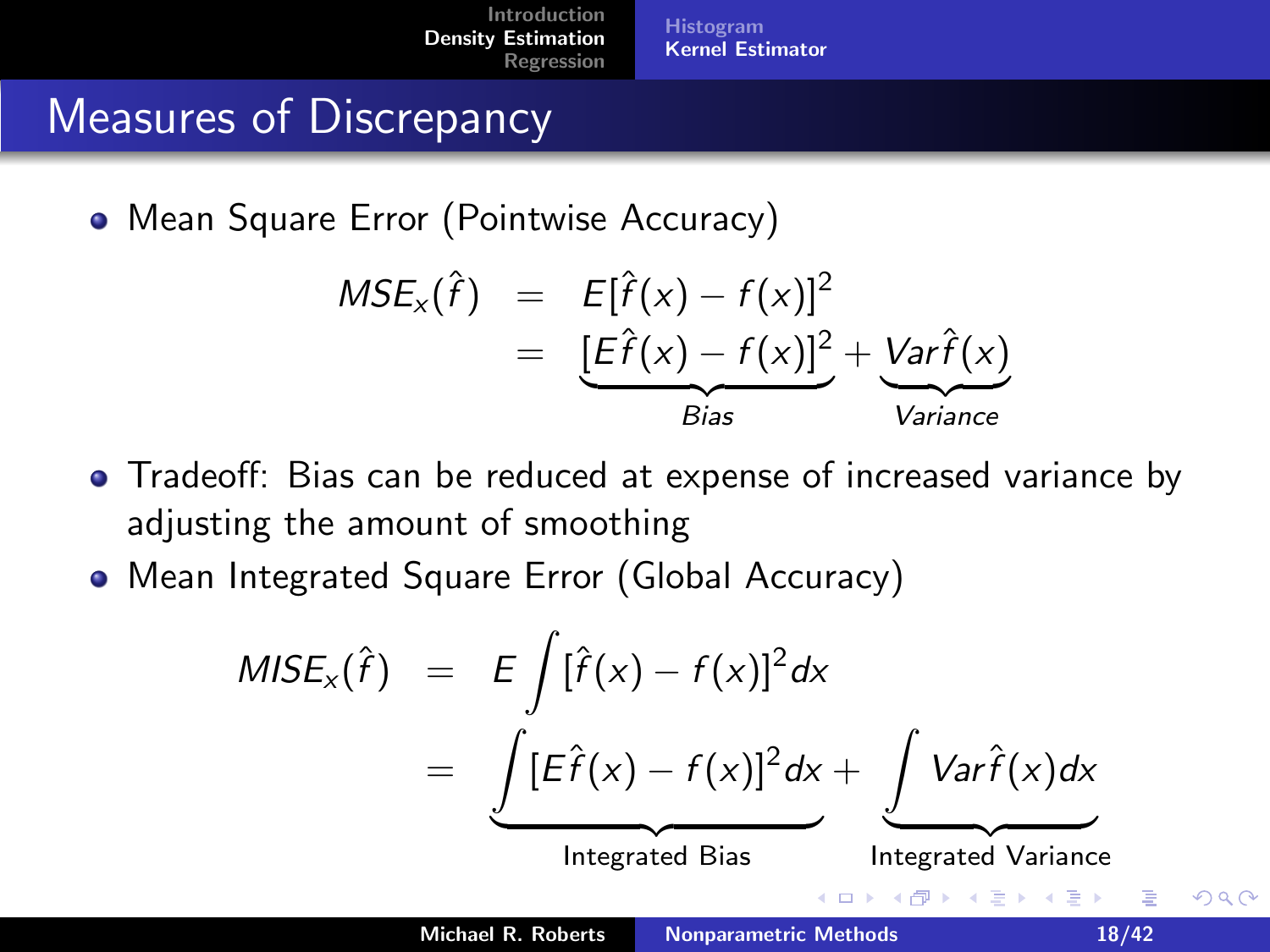# Measures of Discrepancy

- Mean Square Error (Pointwise Accuracy)

$$
\begin{aligned}
MSE_x(\hat{f}) &= E[\hat{f}(x) - f(x)]^2 \\
&= \underbrace{[E\hat{f}(x) - f(x)]^2}_{Bias} + \underbrace{Var\hat{f}(x)}_{Variance}
\end{aligned}
$$

- Tradeoff: Bias can be reduced at expense of increased variance by adjusting the amount of smoothing
- Mean Integrated Square Error (Global Accuracy)

$$
\begin{aligned}
MISE_x(\hat{f}) &= E\int [\hat{f}(x) - f(x)]^2 dx \\
&= \underbrace{\int [E\hat{f}(x) - f(x)]^2 dx}_{\text{Integrated Bias}} + \underbrace{\int Var\hat{f}(x) dx}_{\text{Integrated Variance}}
\end{aligned}
$$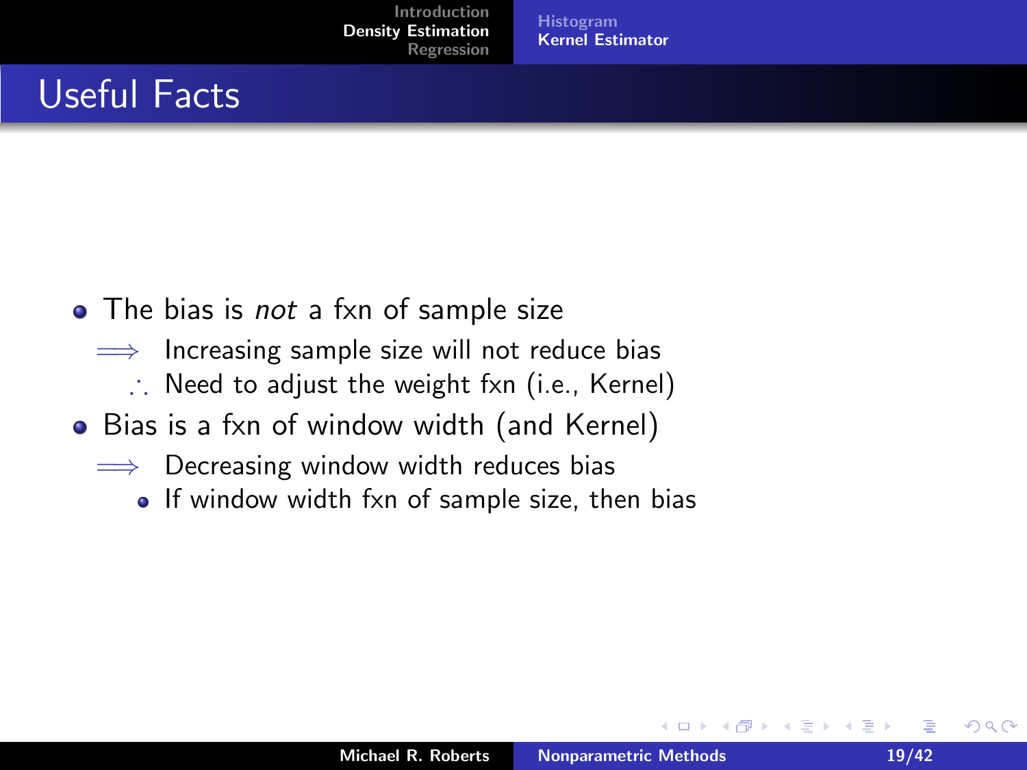# Useful Facts

- The bias is *not* a fxn of sample size

  $\Longrightarrow$ Increasing sample size will not reduce bias

  $\therefore$ Need to adjust the weight fxn (i.e., Kernel)

- Bias is a fxn of window width (and Kernel)

  $\Longrightarrow$ Decreasing window width reduces bias

  - If window width fxn of sample size, then bias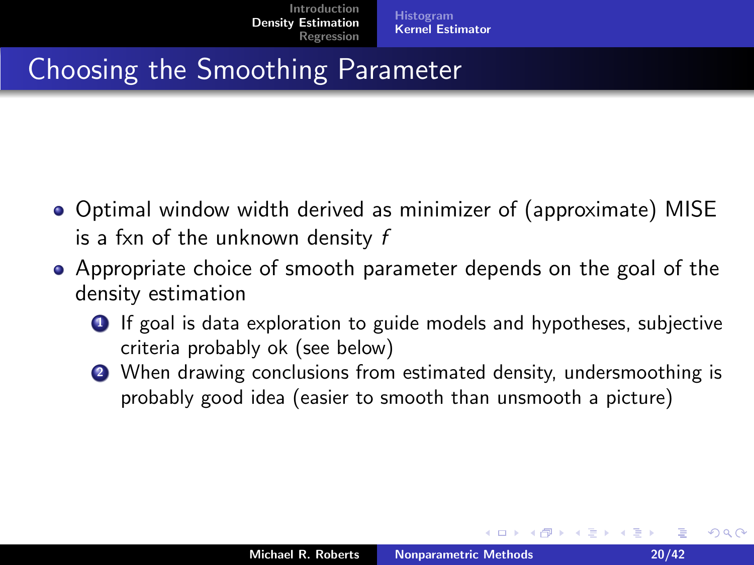## Choosing the Smoothing Parameter

- Optimal window width derived as minimizer of (approximate) MISE is a fxn of the unknown density $f$
- Appropriate choice of smooth parameter depends on the goal of the density estimation
  1. If goal is data exploration to guide models and hypotheses, subjective criteria probably ok (see below)
  2. When drawing conclusions from estimated density, undersmoothing is probably good idea (easier to smooth than unsmooth a picture)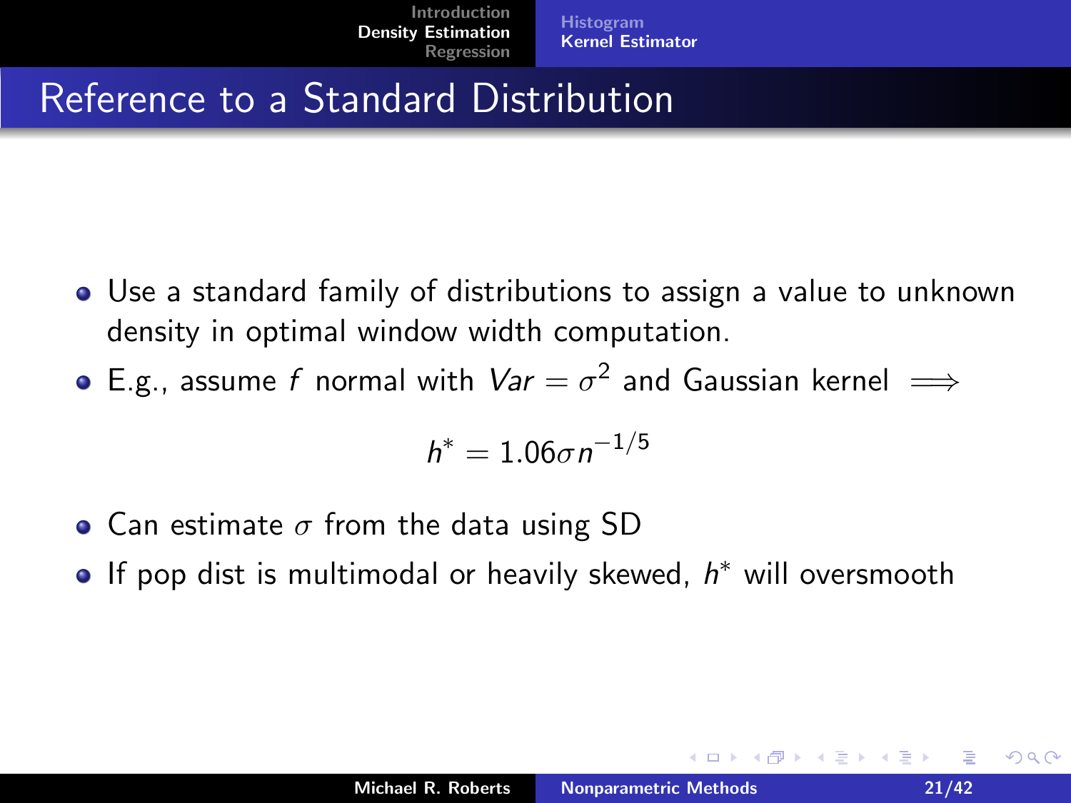# Reference to a Standard Distribution

- Use a standard family of distributions to assign a value to unknown density in optimal window width computation.
- E.g., assume $f$ normal with $Var = \sigma^2$ and Gaussian kernel $\implies$

$$h^* = 1.06\sigma n^{-1/5}$$

- Can estimate $\sigma$ from the data using SD
- If pop dist is multimodal or heavily skewed, $h^*$ will oversmooth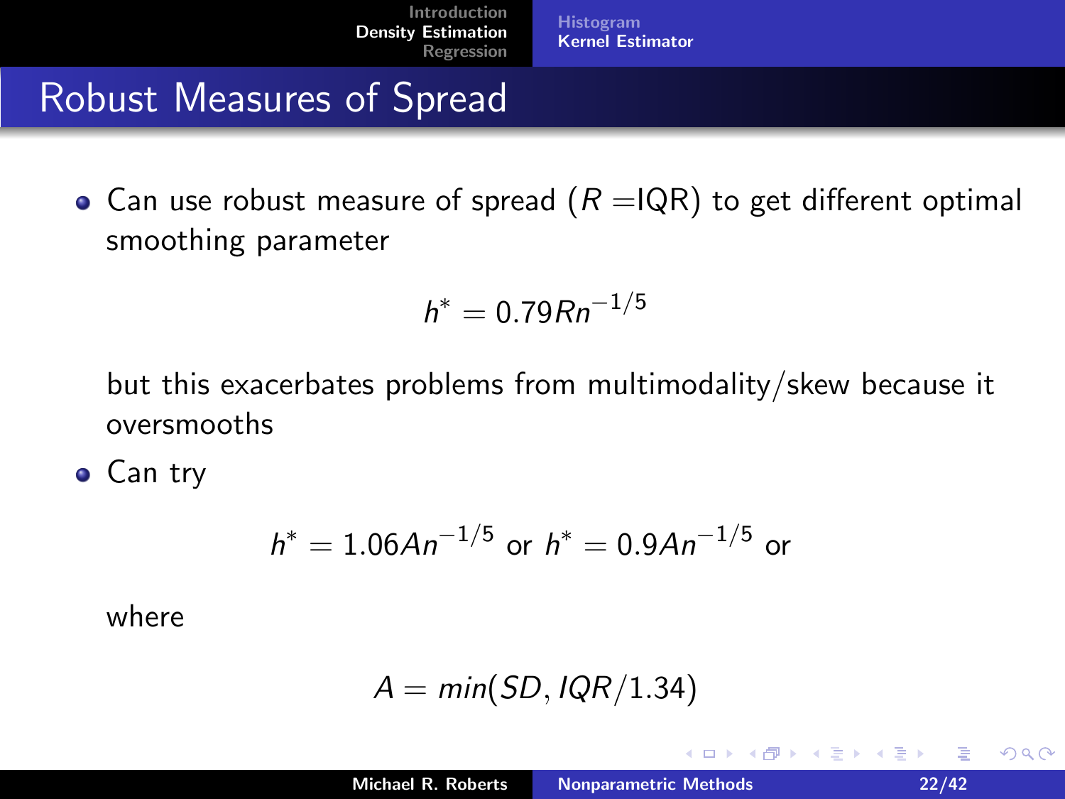# Robust Measures of Spread

- Can use robust measure of spread ($R =$IQR) to get different optimal smoothing parameter

$$h^* = 0.79Rn^{-1/5}$$

  but this exacerbates problems from multimodality/skew because it oversmooths

- Can try

$$h^* = 1.06An^{-1/5} \text{ or } h^* = 0.9An^{-1/5} \text{ or}$$

  where

$$A = min(SD, IQR/1.34)$$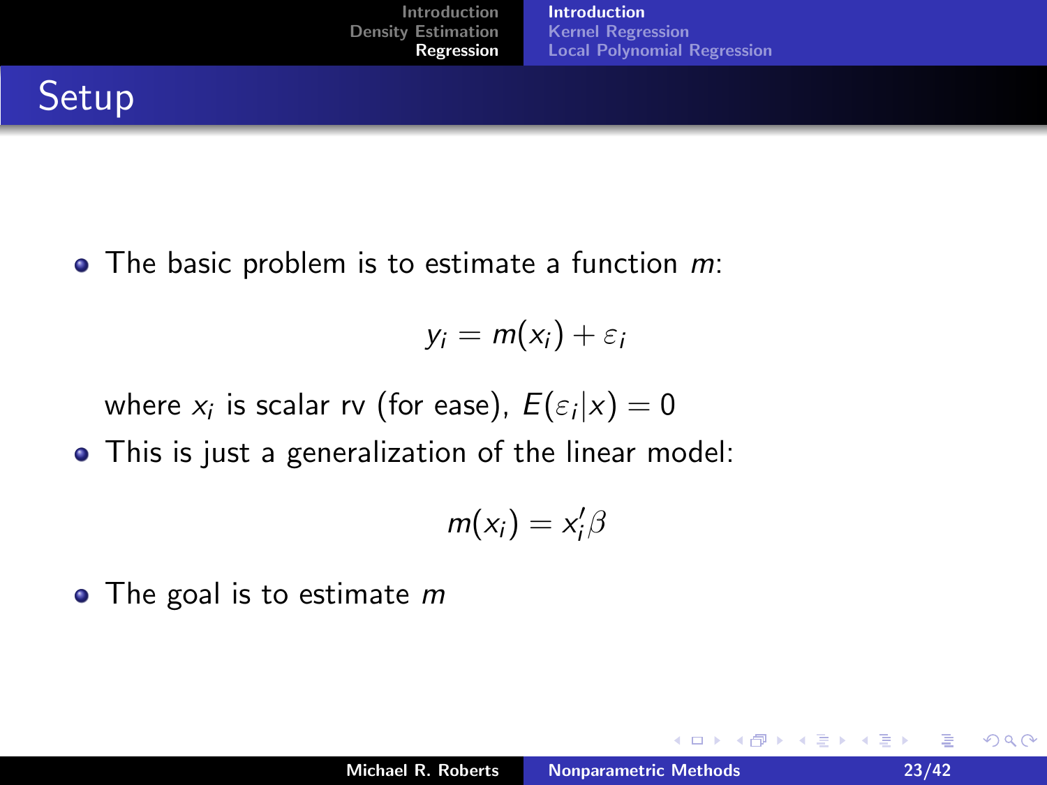# Setup

- The basic problem is to estimate a function $m$:

$$y_i = m(x_i) + \varepsilon_i$$

  where $x_i$ is scalar rv (for ease), $E(\varepsilon_i|x) = 0$

- This is just a generalization of the linear model:

$$m(x_i) = x_i'\beta$$

- The goal is to estimate $m$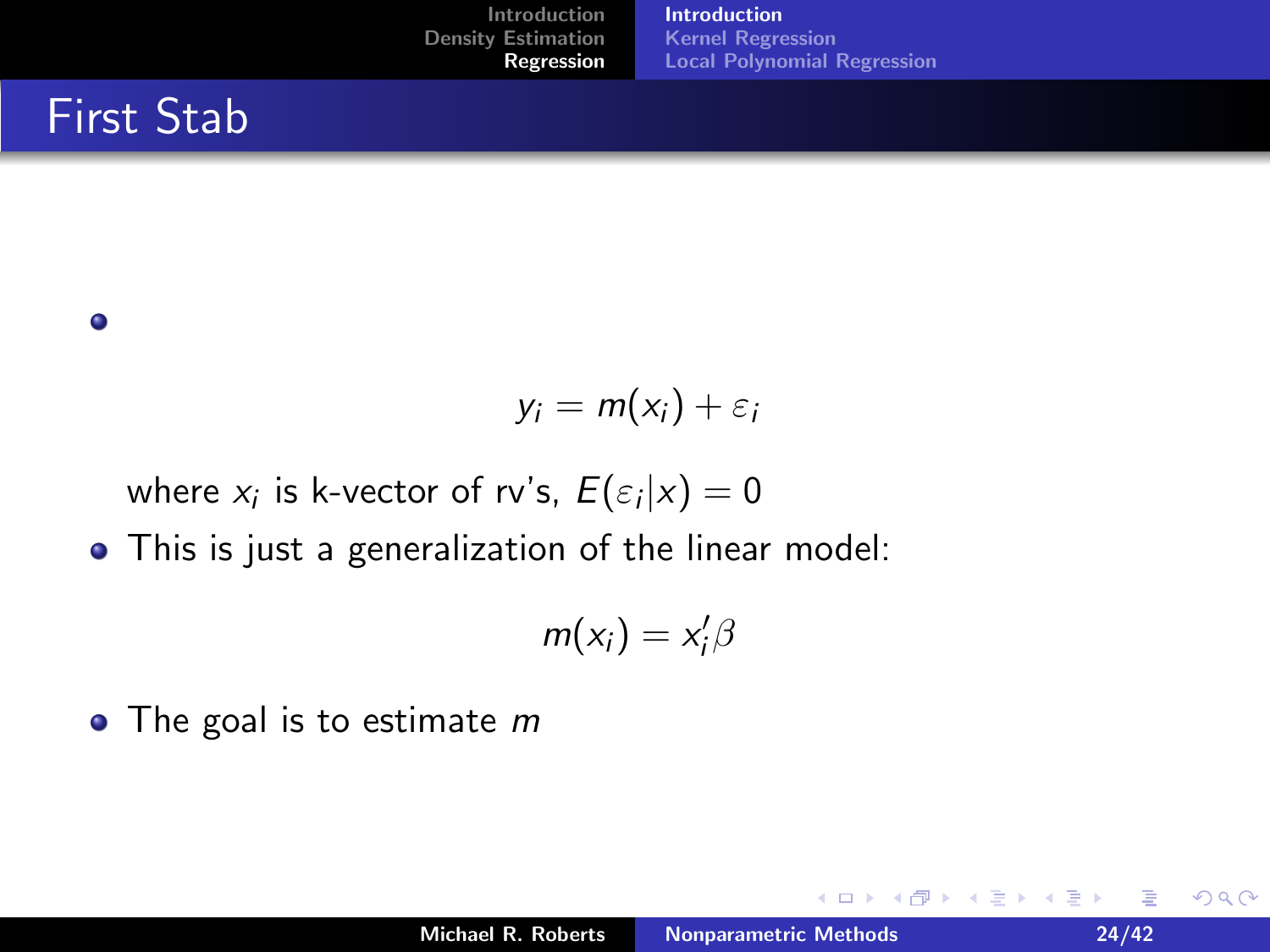## First Stab

- $$y_i = m(x_i) + \varepsilon_i$$

  where $x_i$ is k-vector of rv's, $E(\varepsilon_i|x) = 0$

- This is just a generalization of the linear model:

  $$m(x_i) = x_i'\beta$$

- The goal is to estimate $m$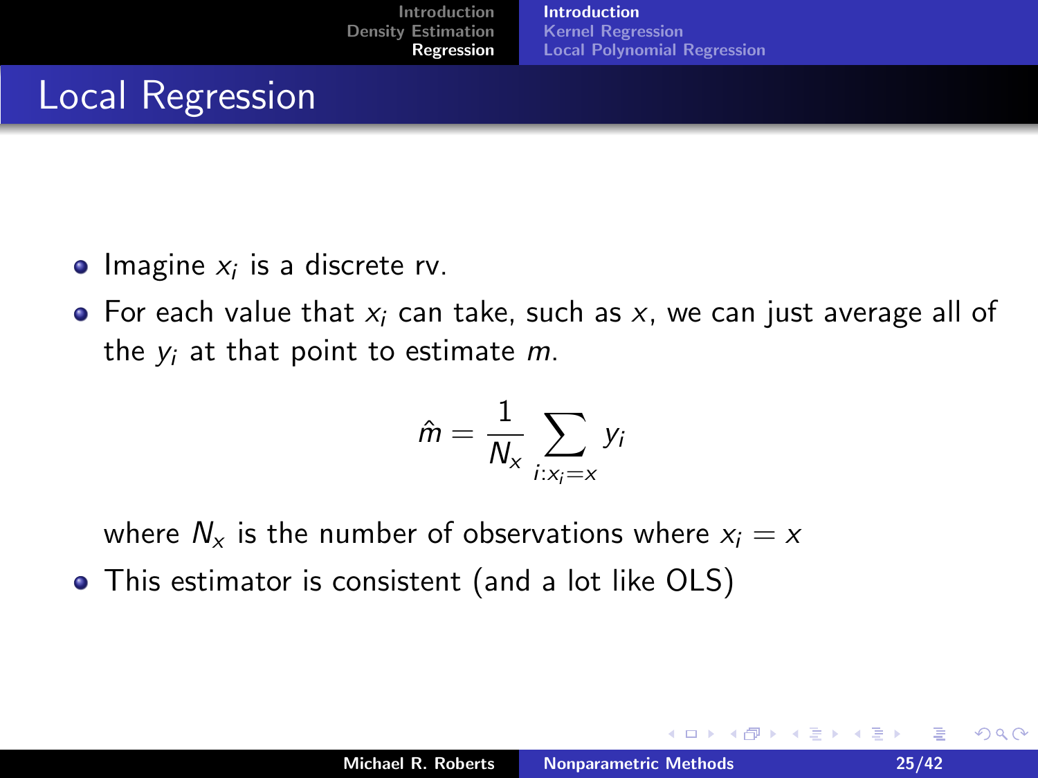# Local Regression

- Imagine $x_i$ is a discrete rv.
- For each value that $x_i$ can take, such as $x$, we can just average all of the $y_i$ at that point to estimate $m$.

$$\hat{m} = \frac{1}{N_x} \sum_{i:x_i=x} y_i$$

  where $N_x$ is the number of observations where $x_i = x$
- This estimator is consistent (and a lot like OLS)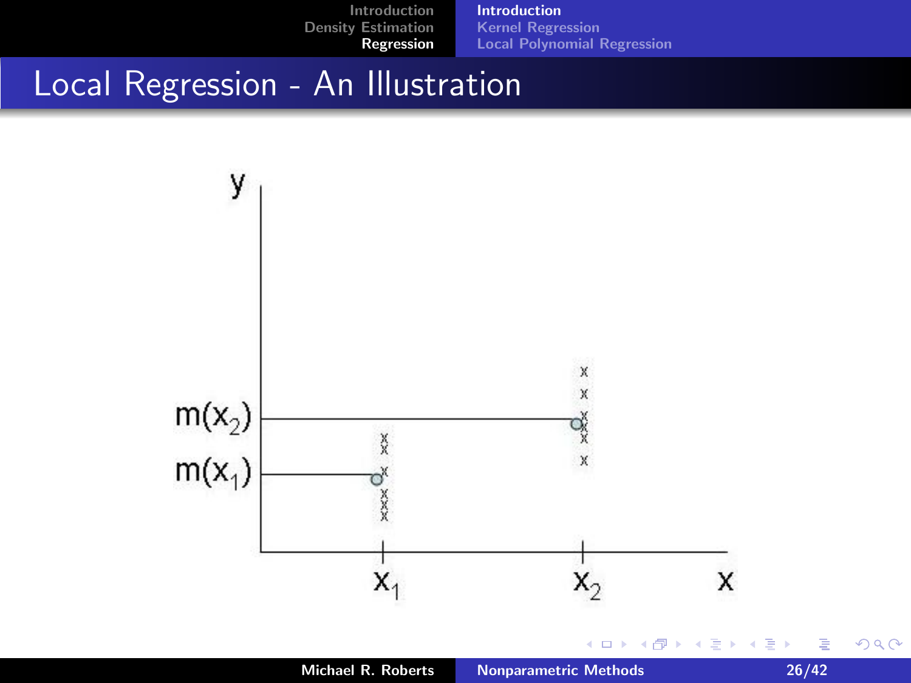# Local Regression - An Illustration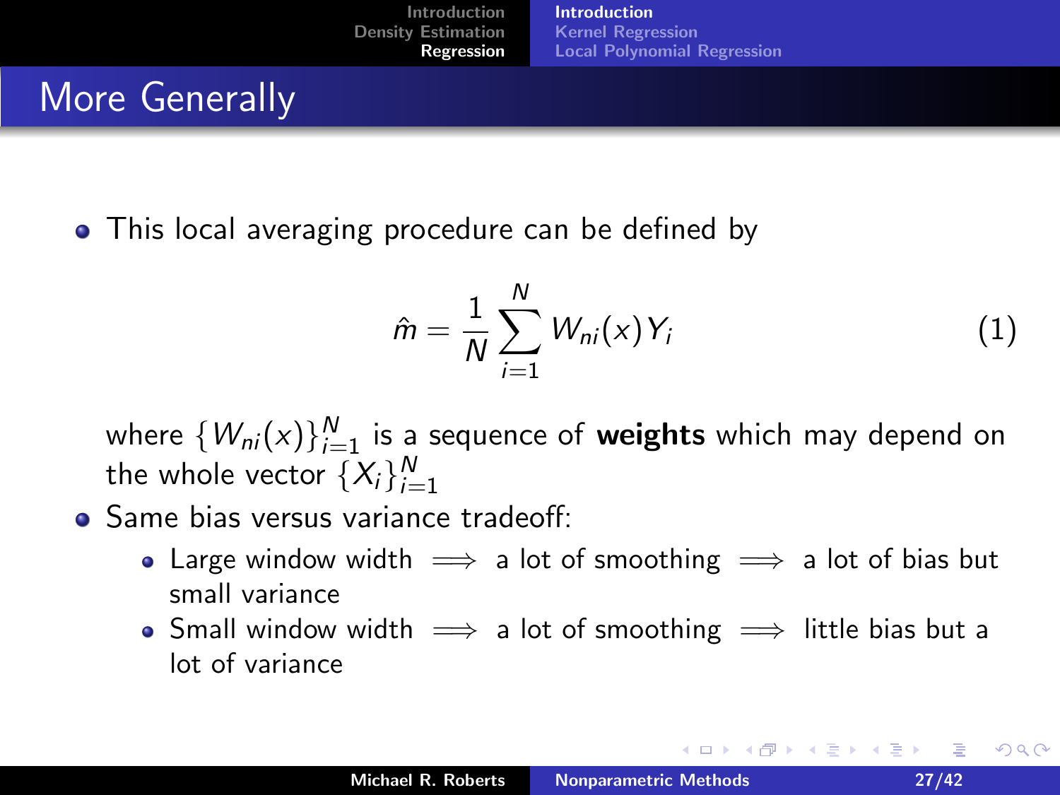# More Generally

- This local averaging procedure can be defined by

$$\hat{m} = \frac{1}{N} \sum_{i=1}^{N} W_{ni}(x) Y_i \tag{1}$$

where $\{W_{ni}(x)\}_{i=1}^{N}$ is a sequence of **weights** which may depend on the whole vector $\{X_i\}_{i=1}^{N}$

- Same bias versus variance tradeoff:
  - Large window width $\Longrightarrow$ a lot of smoothing $\Longrightarrow$ a lot of bias but small variance
  - Small window width $\Longrightarrow$ a lot of smoothing $\Longrightarrow$ little bias but a lot of variance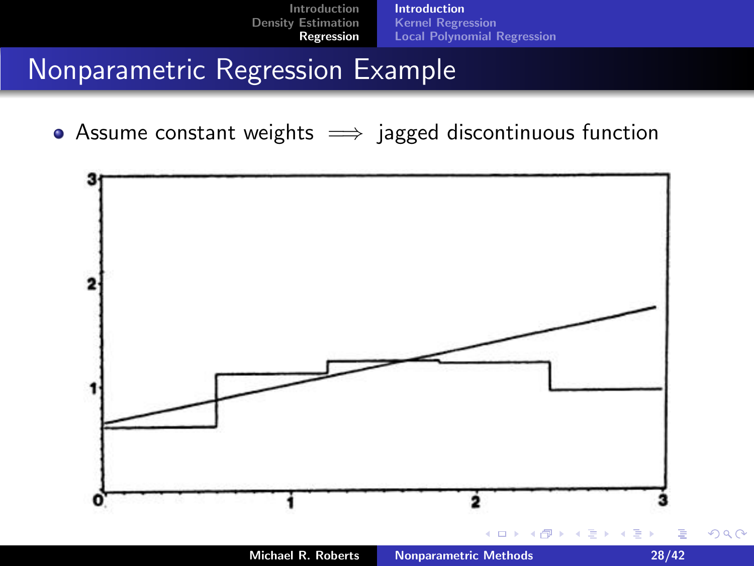# Nonparametric Regression Example

- Assume constant weights $\implies$ jagged discontinuous function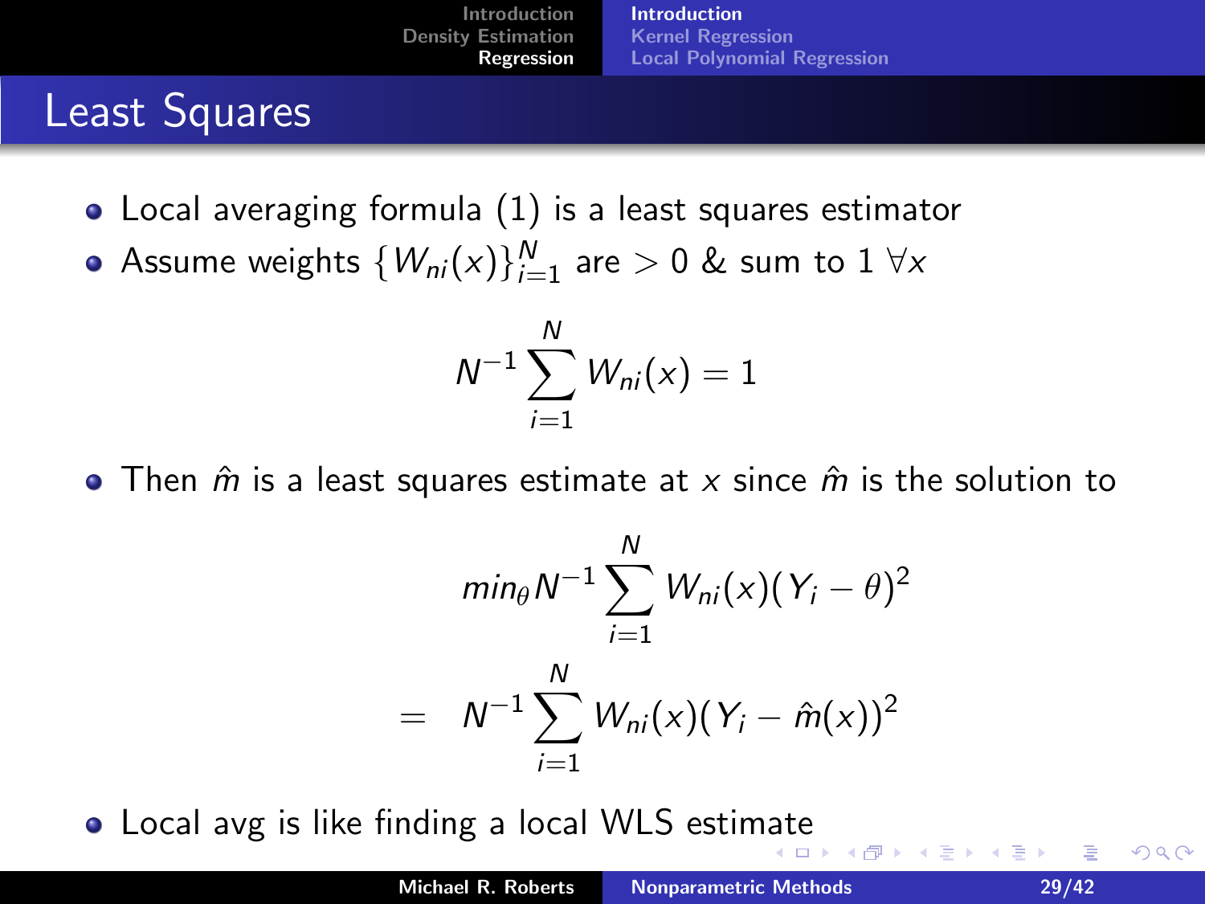## Least Squares

- Local averaging formula (1) is a least squares estimator
- Assume weights $\{W_{ni}(x)\}_{i=1}^{N}$ are $> 0$ & sum to 1 $\forall x$

$$N^{-1} \sum_{i=1}^{N} W_{ni}(x) = 1$$

- Then $\hat{m}$ is a least squares estimate at $x$ since $\hat{m}$ is the solution to

$$min_{\theta} N^{-1} \sum_{i=1}^{N} W_{ni}(x)(Y_i - \theta)^2$$

$$= \quad N^{-1} \sum_{i=1}^{N} W_{ni}(x)(Y_i - \hat{m}(x))^2$$

- Local avg is like finding a local WLS estimate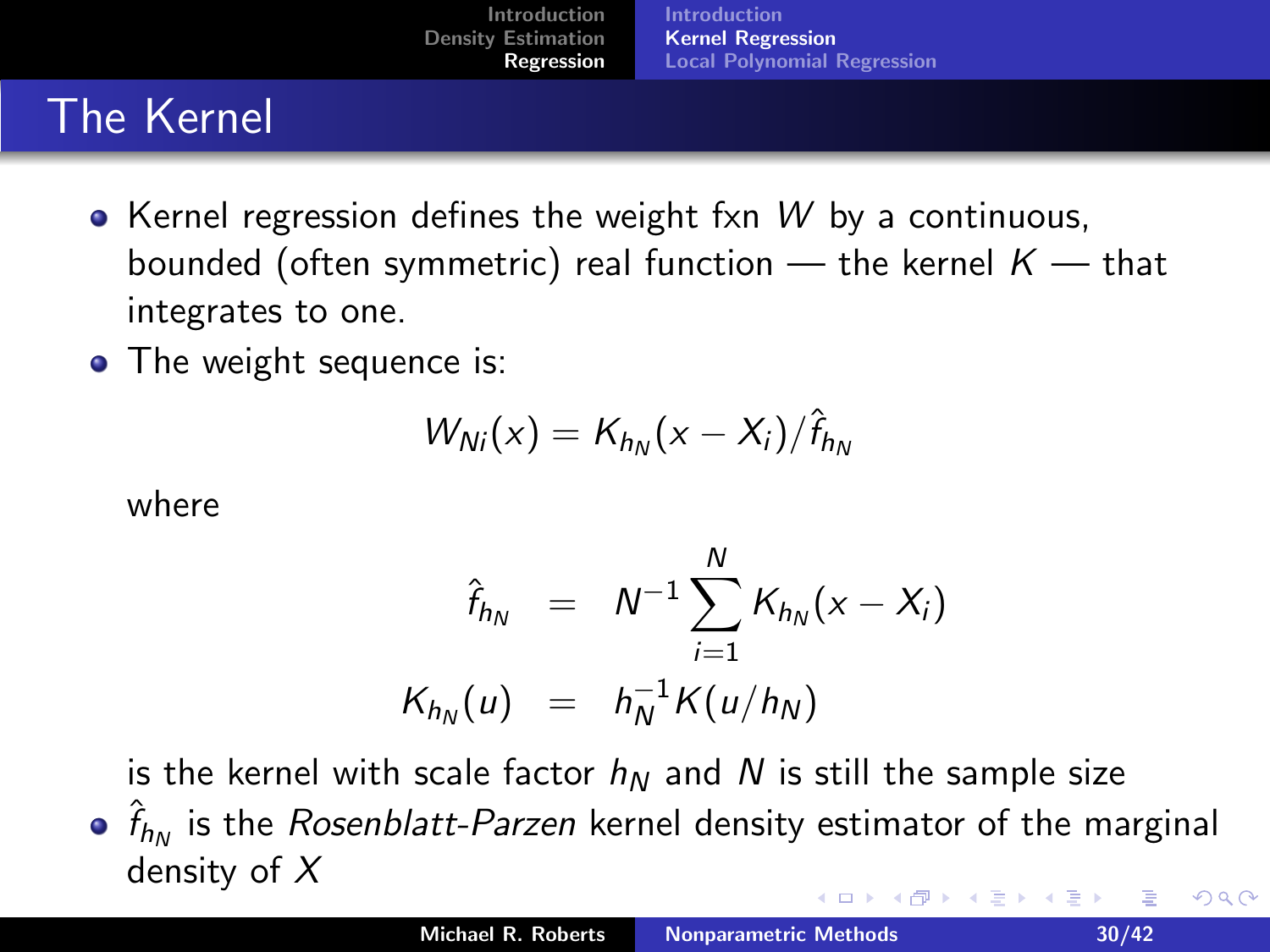## The Kernel

- Kernel regression defines the weight fxn $W$ by a continuous, bounded (often symmetric) real function — the kernel $K$ — that integrates to one.
- The weight sequence is:

$$W_{Ni}(x) = K_{h_N}(x - X_i)/\hat{f}_{h_N}$$

where

$$\begin{aligned} \hat{f}_{h_N} &= N^{-1} \sum_{i=1}^{N} K_{h_N}(x - X_i) \\ K_{h_N}(u) &= h_N^{-1} K(u/h_N) \end{aligned}$$

is the kernel with scale factor $h_N$ and $N$ is still the sample size

- $\hat{f}_{h_N}$ is the *Rosenblatt-Parzen* kernel density estimator of the marginal density of $X$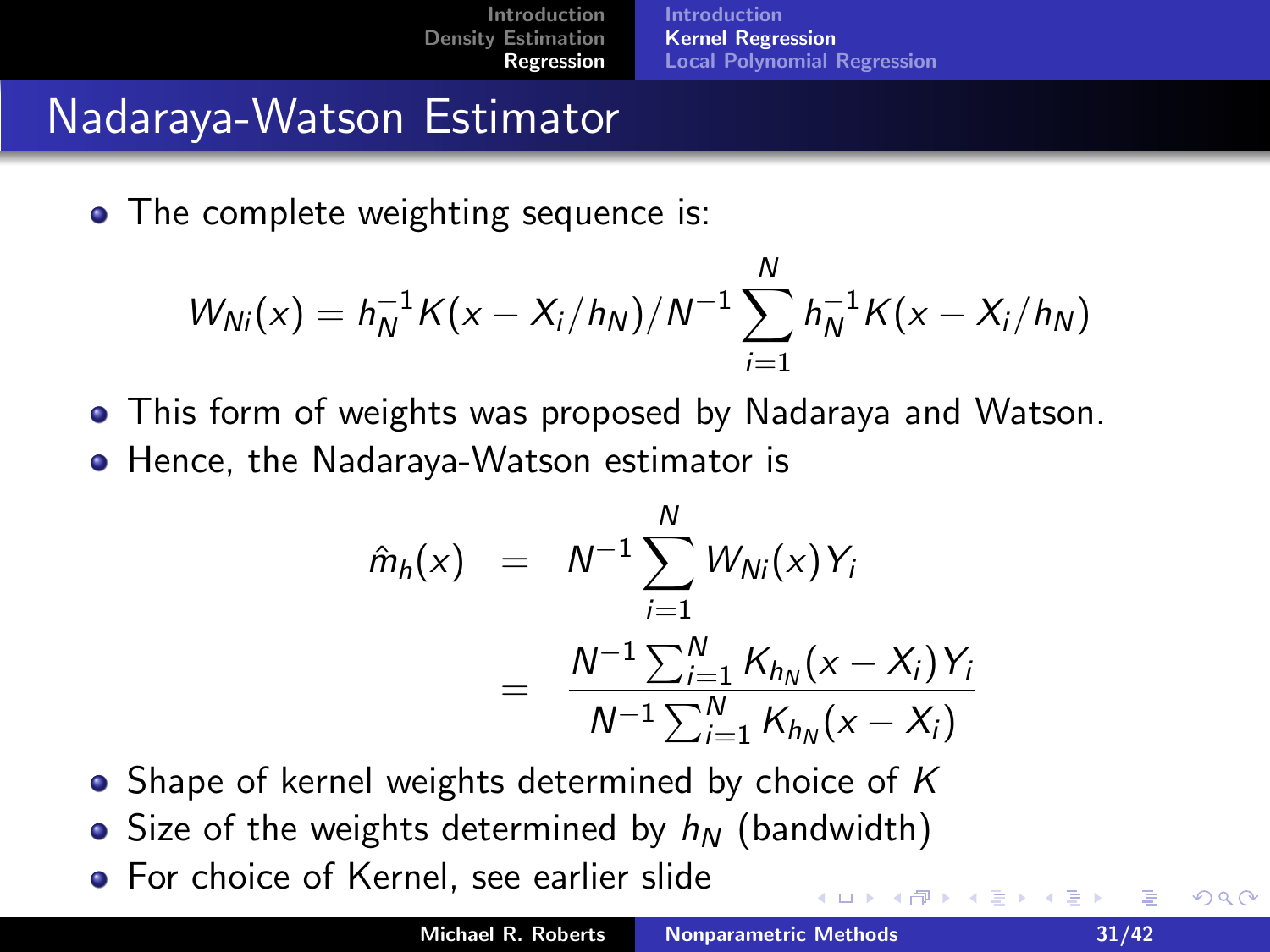# Nadaraya-Watson Estimator

- The complete weighting sequence is:

$$W_{Ni}(x) = h_N^{-1} K(x - X_i/h_N) / N^{-1} \sum_{i=1}^{N} h_N^{-1} K(x - X_i/h_N)$$

- This form of weights was proposed by Nadaraya and Watson.
- Hence, the Nadaraya-Watson estimator is

$$\begin{aligned} \hat{m}_h(x) &= N^{-1} \sum_{i=1}^{N} W_{Ni}(x) Y_i \\ &= \frac{N^{-1} \sum_{i=1}^{N} K_{h_N}(x - X_i) Y_i}{N^{-1} \sum_{i=1}^{N} K_{h_N}(x - X_i)} \end{aligned}$$

- Shape of kernel weights determined by choice of $K$
- Size of the weights determined by $h_N$ (bandwidth)
- For choice of Kernel, see earlier slide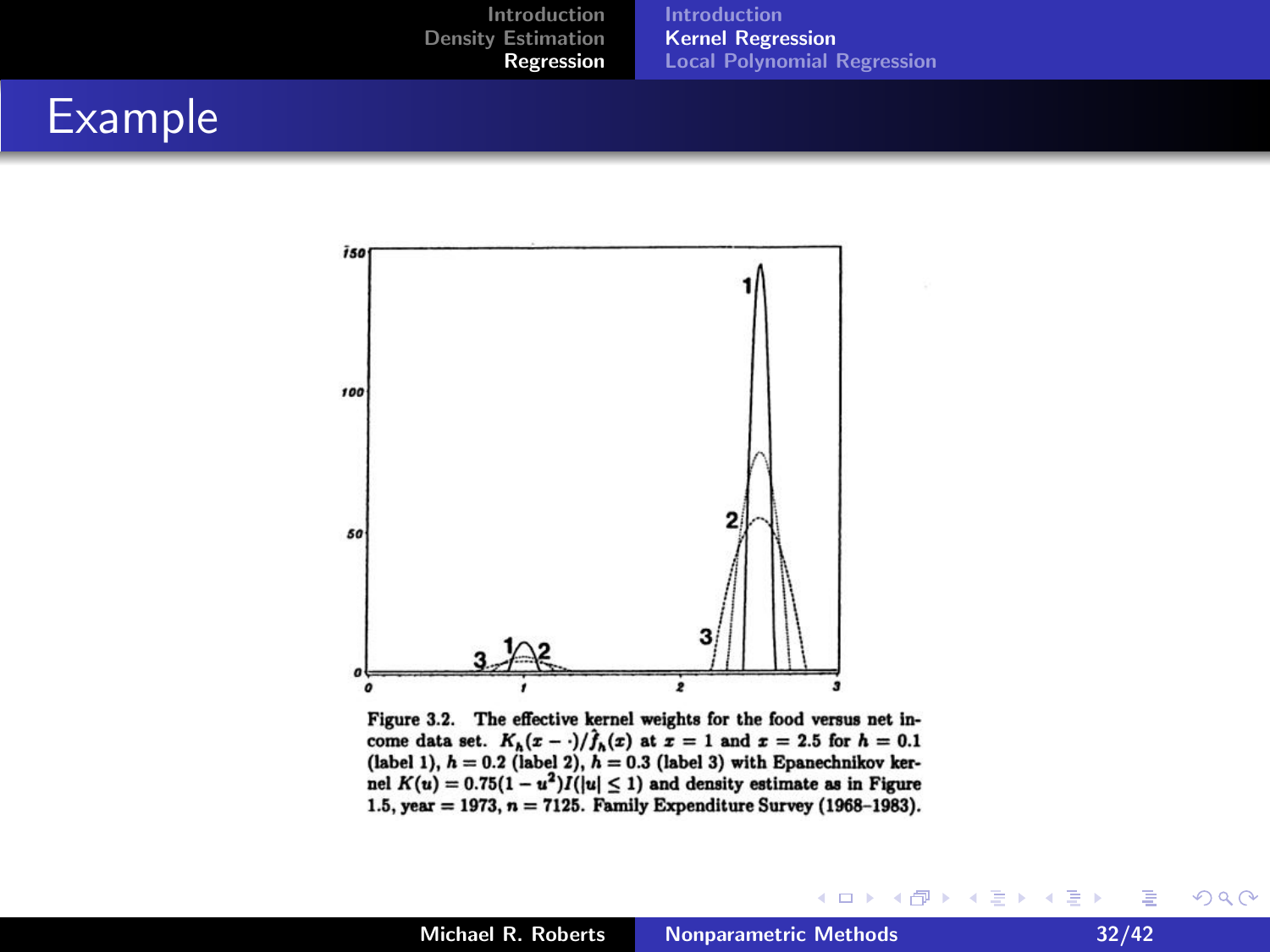# Example

Figure 3.2. The effective kernel weights for the food versus net income data set. $K_h(x - \cdot)/\hat{f}_h(x)$ at $x = 1$ and $x = 2.5$ for $h = 0.1$ (label 1), $h = 0.2$ (label 2), $h = 0.3$ (label 3) with Epanechnikov kernel $K(u) = 0.75(1 - u^2)I(|u| \le 1)$ and density estimate as in Figure 1.5, year = 1973, $n = 7125$. Family Expenditure Survey (1968–1983).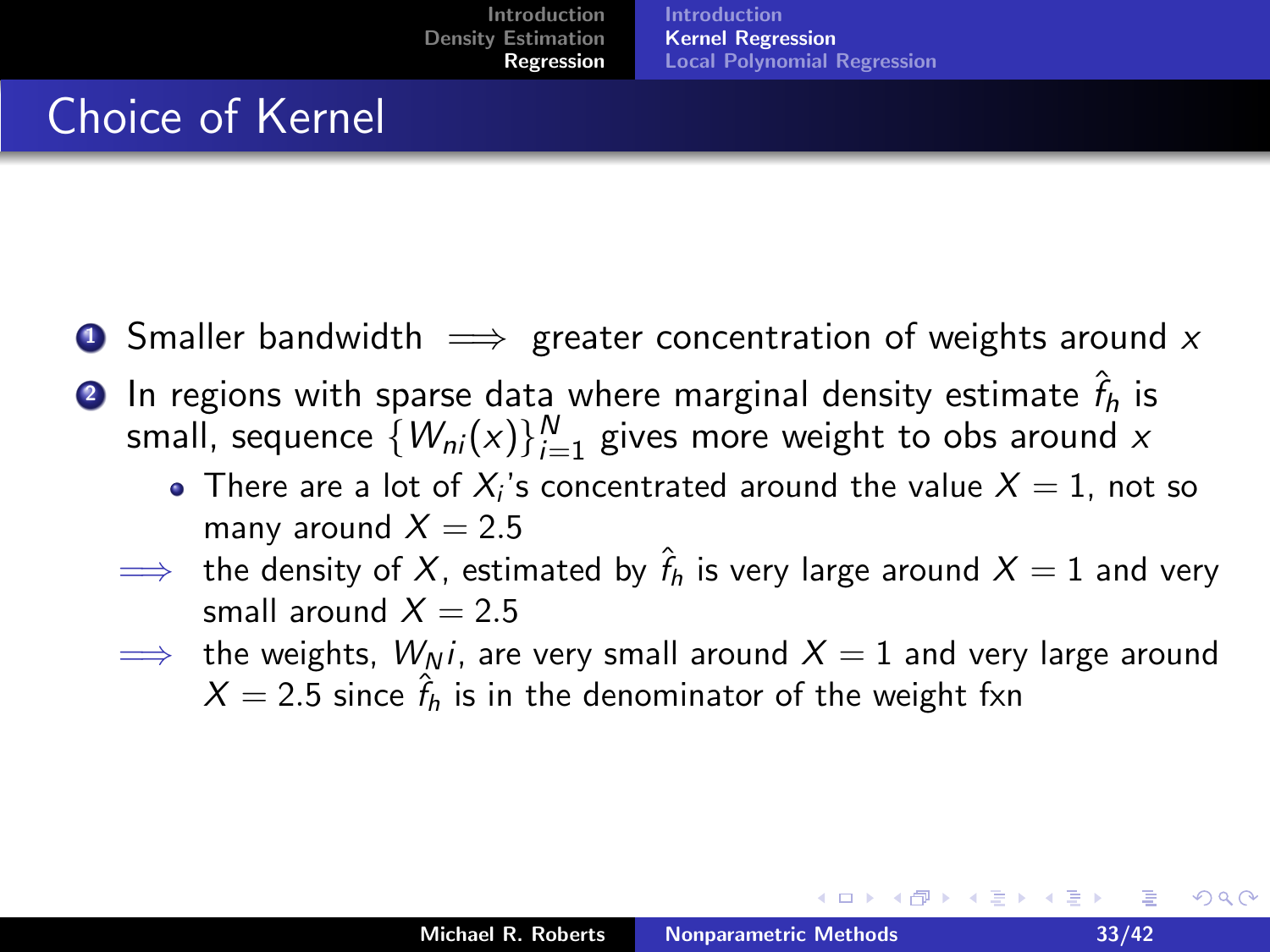# Choice of Kernel

1. Smaller bandwidth $\implies$ greater concentration of weights around $x$
2. In regions with sparse data where marginal density estimate $\hat{f}_h$ is small, sequence $\{W_{ni}(x)\}_{i=1}^{N}$ gives more weight to obs around $x$
   - There are a lot of $X_i$'s concentrated around the value $X = 1$, not so many around $X = 2.5$

   $\implies$ the density of $X$, estimated by $\hat{f}_h$ is very large around $X = 1$ and very small around $X = 2.5$

   $\implies$ the weights, $W_N i$, are very small around $X = 1$ and very large around $X = 2.5$ since $\hat{f}_h$ is in the denominator of the weight fxn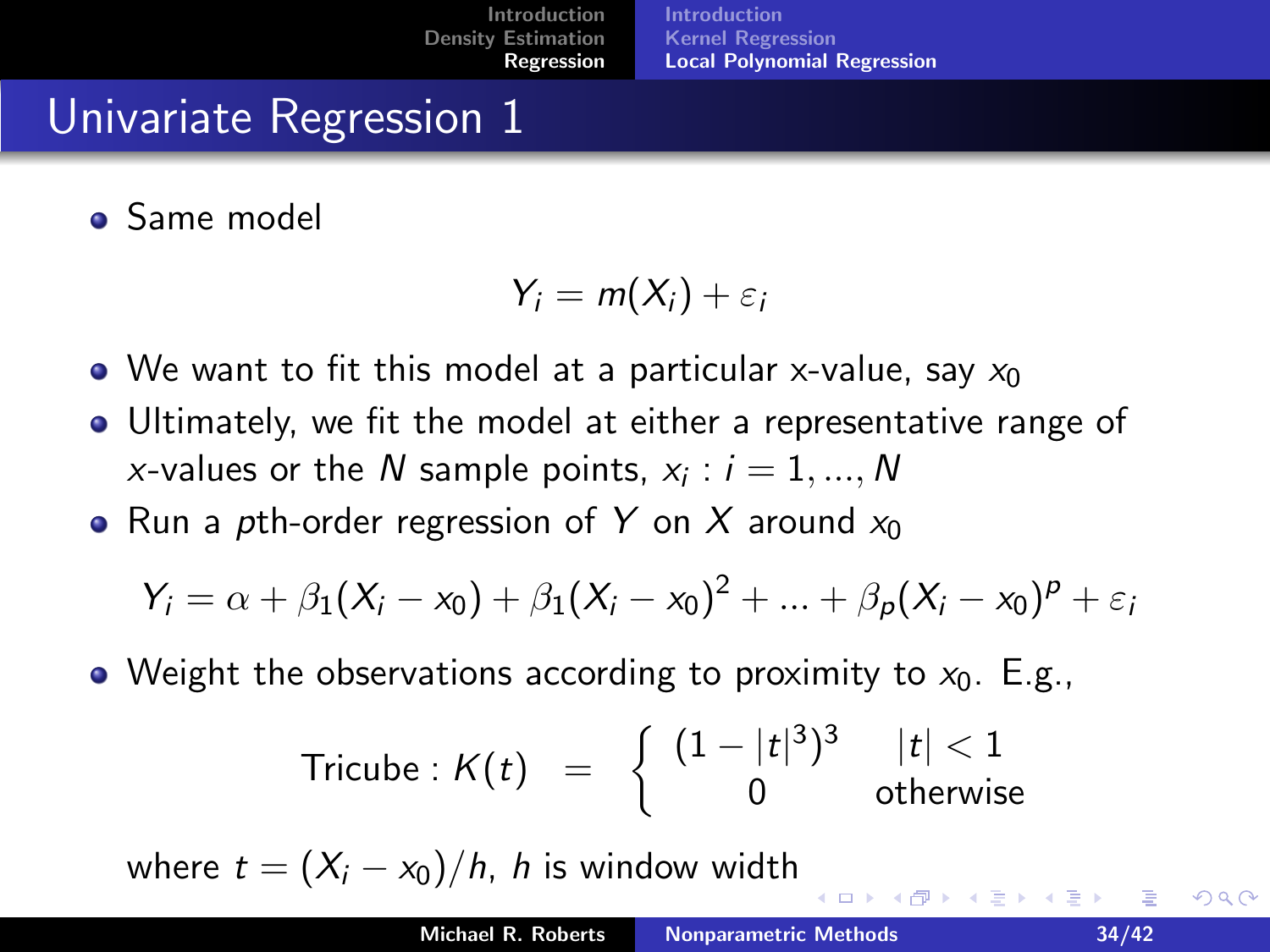# Univariate Regression 1

- Same model

$$Y_i = m(X_i) + \varepsilon_i$$

- We want to fit this model at a particular x-value, say $x_0$
- Ultimately, we fit the model at either a representative range of $x$-values or the $N$ sample points, $x_i : i = 1, ..., N$
- Run a $p$th-order regression of $Y$ on $X$ around $x_0$

$$Y_i = \alpha + \beta_1(X_i - x_0) + \beta_1(X_i - x_0)^2 + ... + \beta_p(X_i - x_0)^p + \varepsilon_i$$

- Weight the observations according to proximity to $x_0$. E.g.,

$$\text{Tricube} : K(t) \;\; = \;\; \begin{cases} (1 - |t|^3)^3 & |t| < 1 \\ 0 & \text{otherwise} \end{cases}$$

where $t = (X_i - x_0)/h$, $h$ is window width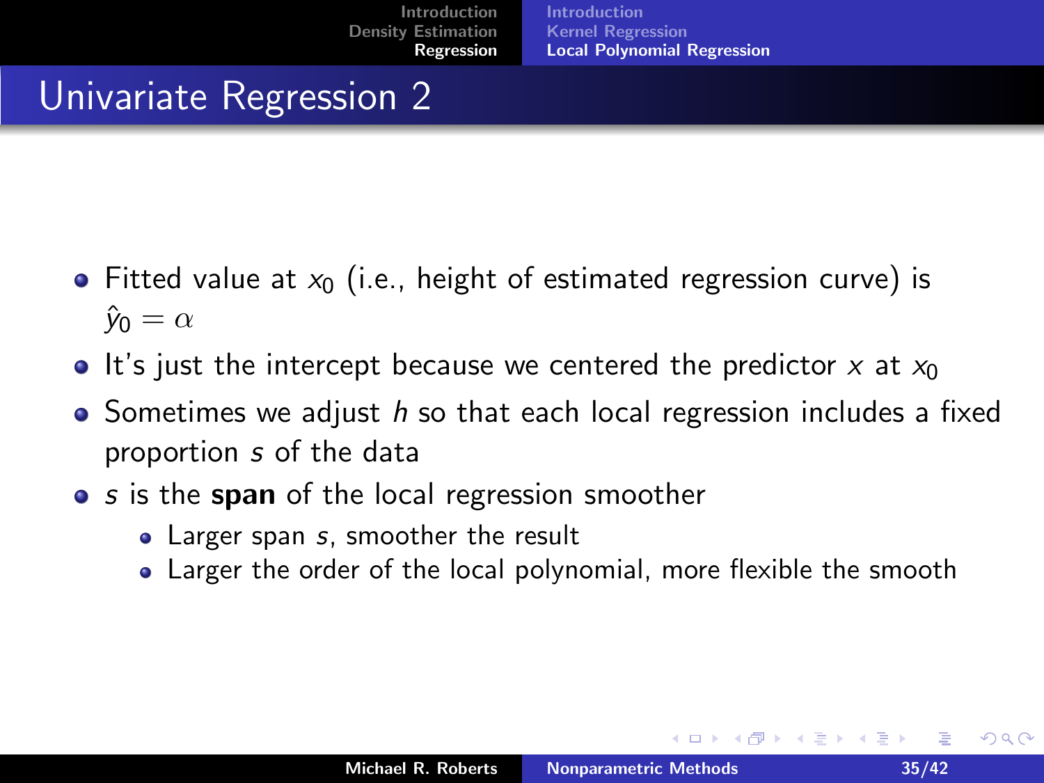## Univariate Regression 2

- Fitted value at $x_0$ (i.e., height of estimated regression curve) is $\hat{y}_0 = \alpha$
- It's just the intercept because we centered the predictor $x$ at $x_0$
- Sometimes we adjust $h$ so that each local regression includes a fixed proportion $s$ of the data
- $s$ is the **span** of the local regression smoother
  - Larger span $s$, smoother the result
  - Larger the order of the local polynomial, more flexible the smooth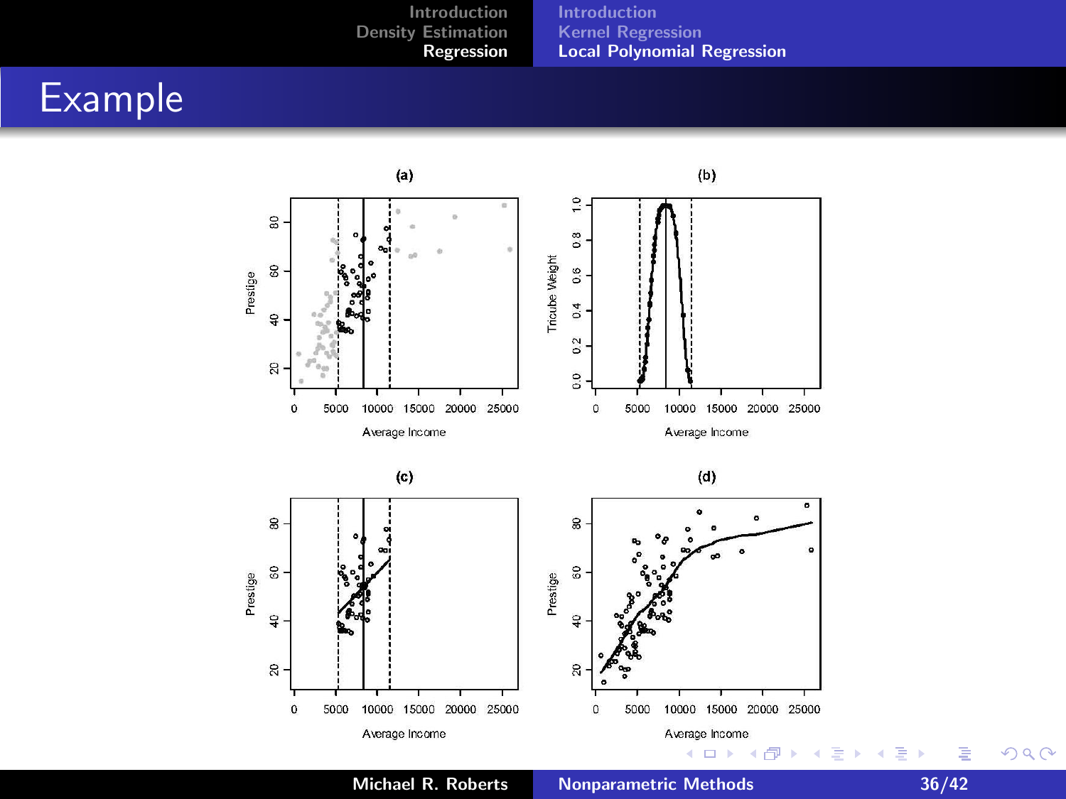# Example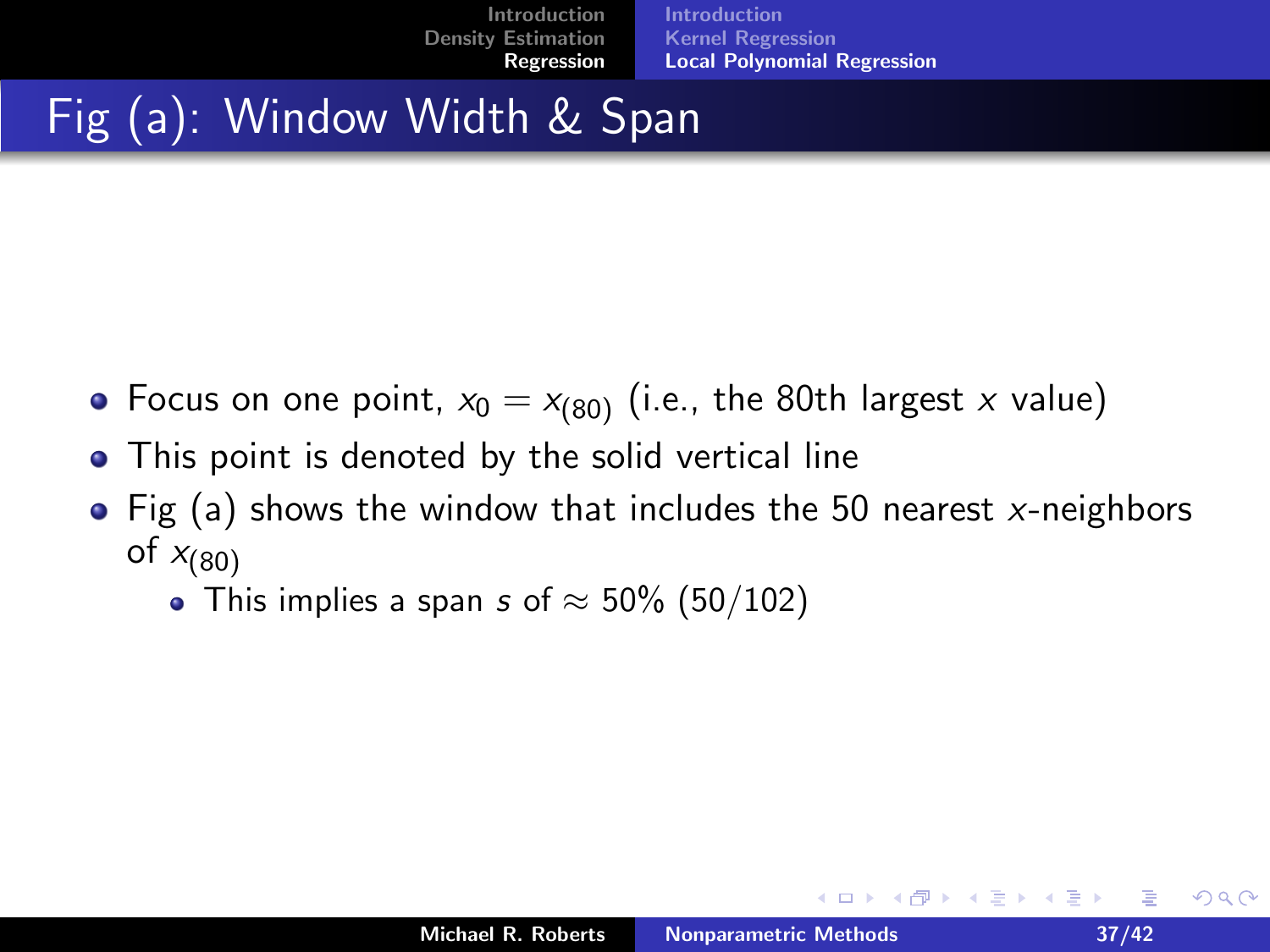# Fig (a): Window Width & Span

- Focus on one point, $x_0 = x_{(80)}$ (i.e., the 80th largest $x$ value)
- This point is denoted by the solid vertical line
- Fig (a) shows the window that includes the 50 nearest $x$-neighbors of $x_{(80)}$
  - This implies a span $s$ of $\approx 50\%$ $(50/102)$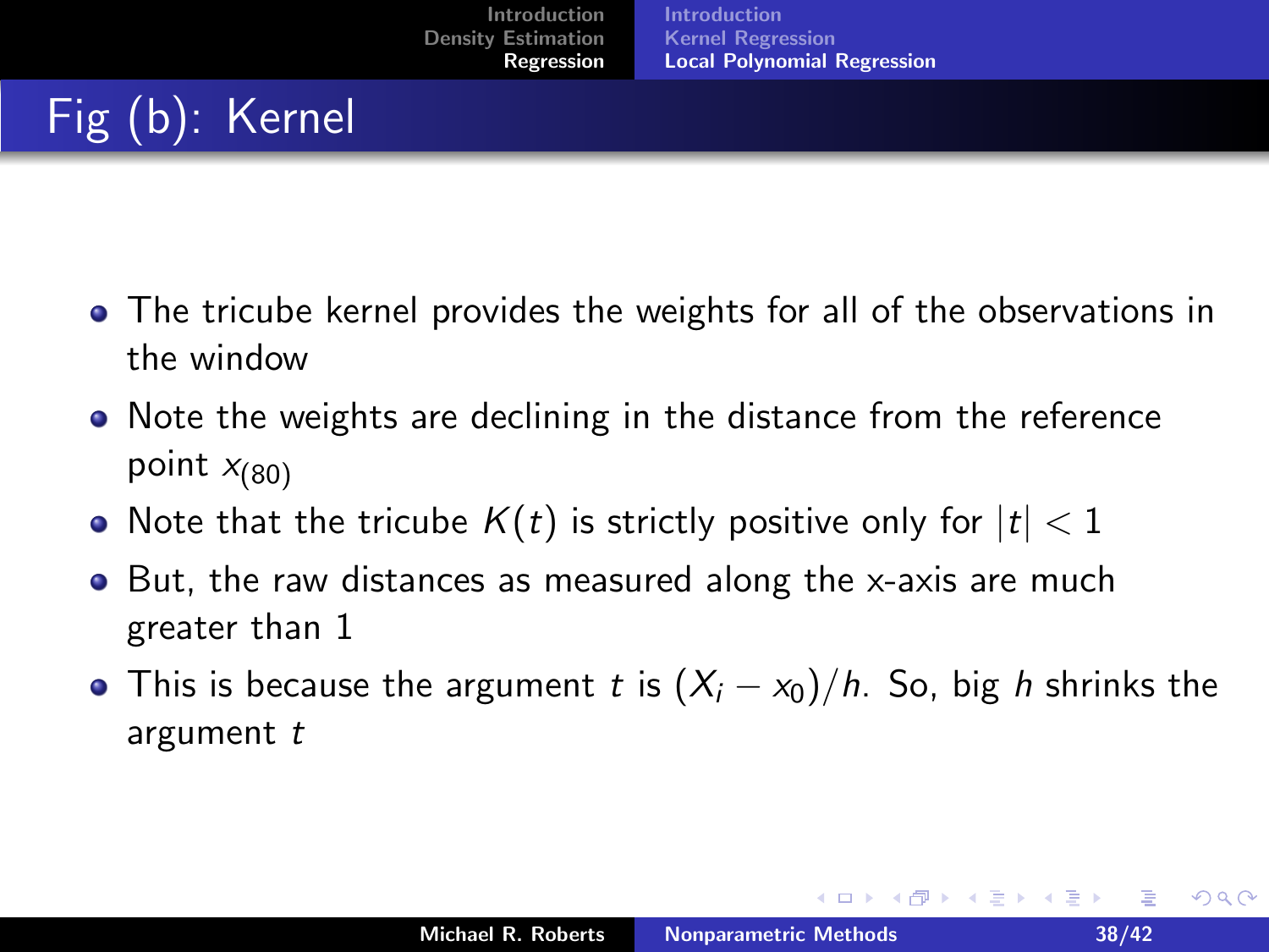# Fig (b): Kernel

- The tricube kernel provides the weights for all of the observations in the window
- Note the weights are declining in the distance from the reference point $x_{(80)}$
- Note that the tricube $K(t)$ is strictly positive only for $|t| < 1$
- But, the raw distances as measured along the x-axis are much greater than 1
- This is because the argument $t$ is $(X_i - x_0)/h$. So, big $h$ shrinks the argument $t$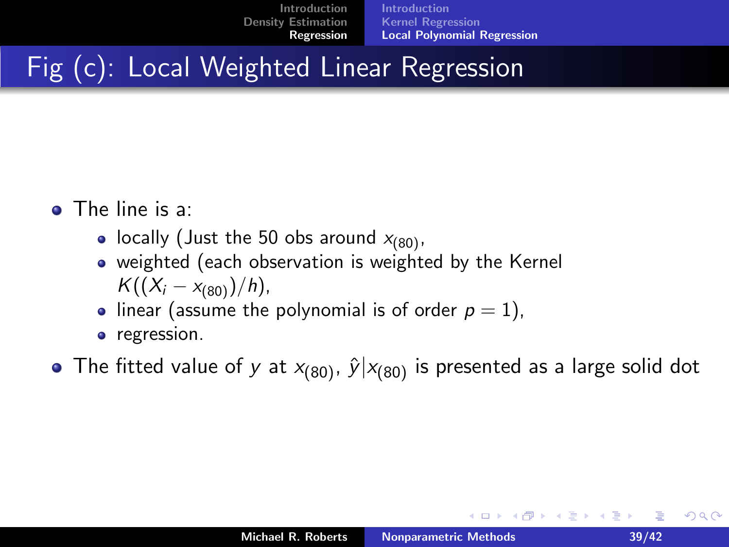# Fig (c): Local Weighted Linear Regression

- The line is a:
  - locally (Just the 50 obs around $x_{(80)}$,
  - weighted (each observation is weighted by the Kernel $K((X_i - x_{(80)})/h)$,
  - linear (assume the polynomial is of order $p = 1$),
  - regression.
- The fitted value of $y$ at $x_{(80)}$, $\hat{y}|x_{(80)}$ is presented as a large solid dot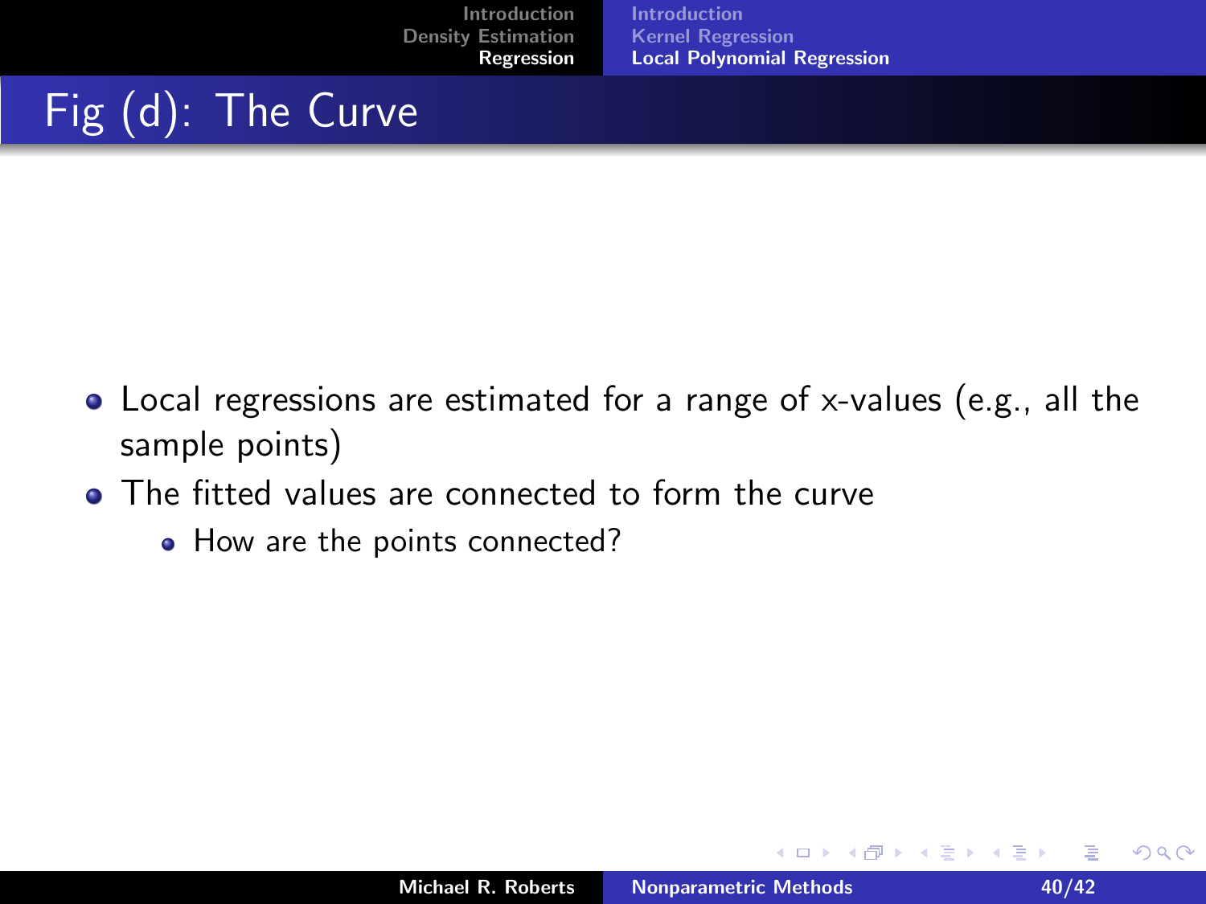# Fig (d): The Curve

- Local regressions are estimated for a range of x-values (e.g., all the sample points)
- The fitted values are connected to form the curve
  - How are the points connected?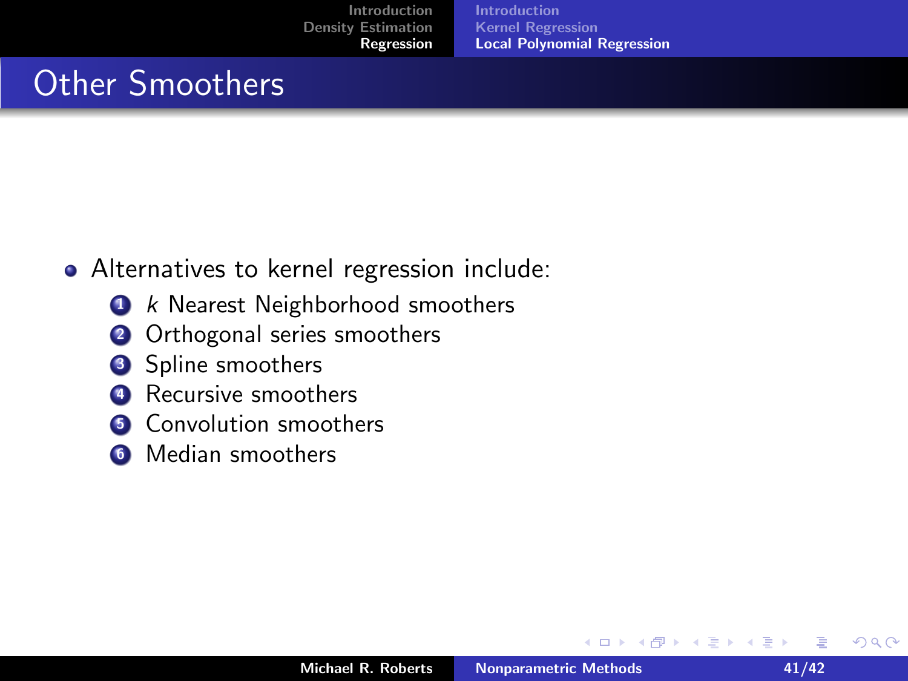# Other Smoothers

- Alternatives to kernel regression include:
  1. $k$ Nearest Neighborhood smoothers
  2. Orthogonal series smoothers
  3. Spline smoothers
  4. Recursive smoothers
  5. Convolution smoothers
  6. Median smoothers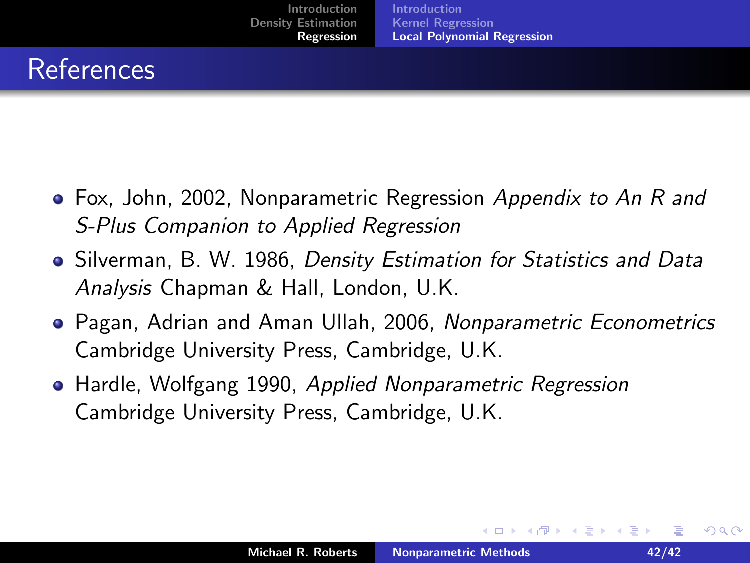# References

- Fox, John, 2002, Nonparametric Regression *Appendix to An R and S-Plus Companion to Applied Regression*
- Silverman, B. W. 1986, *Density Estimation for Statistics and Data Analysis* Chapman & Hall, London, U.K.
- Pagan, Adrian and Aman Ullah, 2006, *Nonparametric Econometrics* Cambridge University Press, Cambridge, U.K.
- Hardle, Wolfgang 1990, *Applied Nonparametric Regression* Cambridge University Press, Cambridge, U.K.